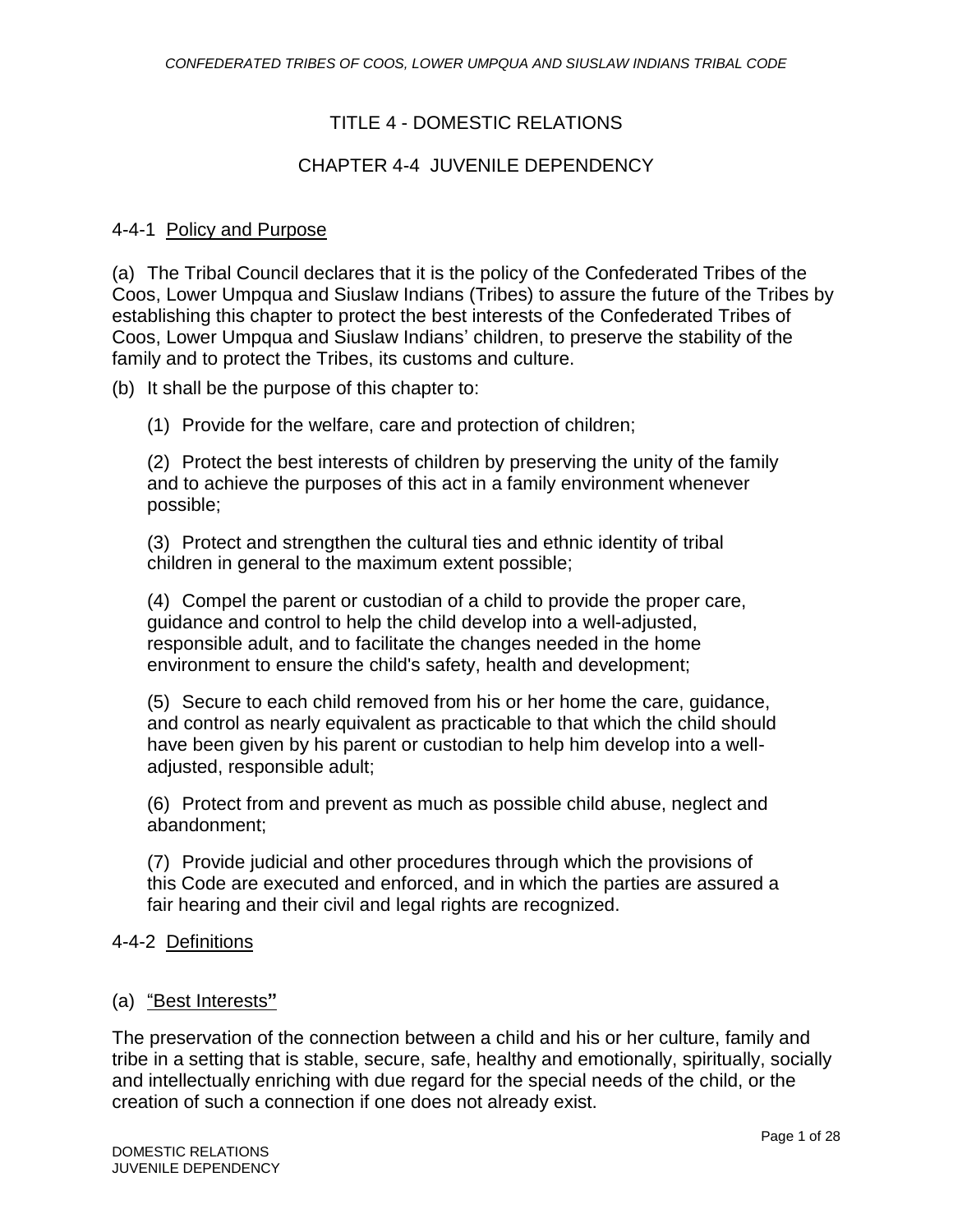# TITLE 4 - DOMESTIC RELATIONS

## CHAPTER 4-4 JUVENILE DEPENDENCY

### 4-4-1 Policy and Purpose

(a) The Tribal Council declares that it is the policy of the Confederated Tribes of the Coos, Lower Umpqua and Siuslaw Indians (Tribes) to assure the future of the Tribes by establishing this chapter to protect the best interests of the Confederated Tribes of Coos, Lower Umpqua and Siuslaw Indians' children, to preserve the stability of the family and to protect the Tribes, its customs and culture.

(b) It shall be the purpose of this chapter to:

(1) Provide for the welfare, care and protection of children;

(2) Protect the best interests of children by preserving the unity of the family and to achieve the purposes of this act in a family environment whenever possible;

(3) Protect and strengthen the cultural ties and ethnic identity of tribal children in general to the maximum extent possible;

(4) Compel the parent or custodian of a child to provide the proper care, guidance and control to help the child develop into a well-adjusted, responsible adult, and to facilitate the changes needed in the home environment to ensure the child's safety, health and development;

(5) Secure to each child removed from his or her home the care, guidance, and control as nearly equivalent as practicable to that which the child should have been given by his parent or custodian to help him develop into a well-adjusted, responsible adult;

(6) Protect from and prevent as much as possible child abuse, neglect and abandonment;

(7) Provide judicial and other procedures through which the provisions of this Code are executed and enforced, and in which the parties are assured a fair hearing and their civil and legal rights are recognized.

### 4-4-2 Definitions

(a) "Best Interests"

The preservation of the connection between a child and his or her culture, family and tribe in a setting that is stable, secure, safe, healthy and emotionally, spiritually, socially and intellectually enriching with due regard for the special needs of the child, or the creation of such a connection if one does not already exist.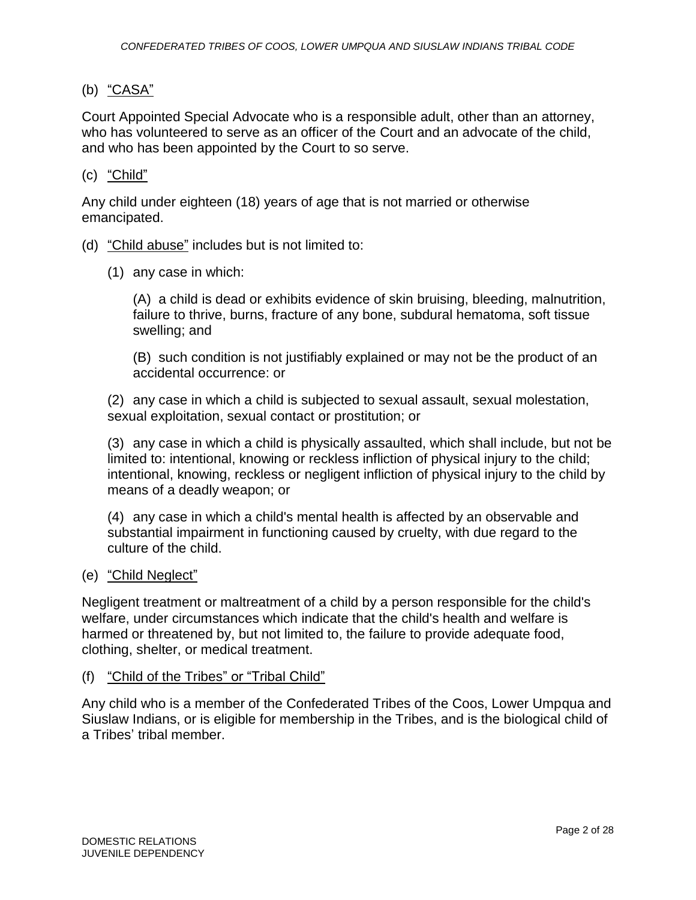(b) <u>"CASA"</u>

Court Appointed Special Advocate who is a responsible adult, other than an attorney, who has volunteered to serve as an officer of the Court and an advocate of the child, and who has been appointed by the Court to so serve.

(c) <u>"Child"</u>

Any child under eighteen (18) years of age that is not married or otherwise emancipated.

(d) <u>"Child abuse"</u> includes but is not limited to:

(1) any case in which:

(A) a child is dead or exhibits evidence of skin bruising, bleeding, malnutrition, failure to thrive, burns, fracture of any bone, subdural hematoma, soft tissue swelling; and

(B) such condition is not justifiably explained or may not be the product of an accidental occurrence: or

(2) any case in which a child is subjected to sexual assault, sexual molestation, sexual exploitation, sexual contact or prostitution; or

(3) any case in which a child is physically assaulted, which shall include, but not be limited to: intentional, knowing or reckless infliction of physical injury to the child; intentional, knowing, reckless or negligent infliction of physical injury to the child by means of a deadly weapon; or

(4) any case in which a child's mental health is affected by an observable and substantial impairment in functioning caused by cruelty, with due regard to the culture of the child.

(e) <u>"Child Neglect"</u>

Negligent treatment or maltreatment of a child by a person responsible for the child's welfare, under circumstances which indicate that the child's health and welfare is harmed or threatened by, but not limited to, the failure to provide adequate food, clothing, shelter, or medical treatment.

(f) <u>"Child of the Tribes" or "Tribal Child"</u>

Any child who is a member of the Confederated Tribes of the Coos, Lower Umpqua and Siuslaw Indians, or is eligible for membership in the Tribes, and is the biological child of a Tribes' tribal member.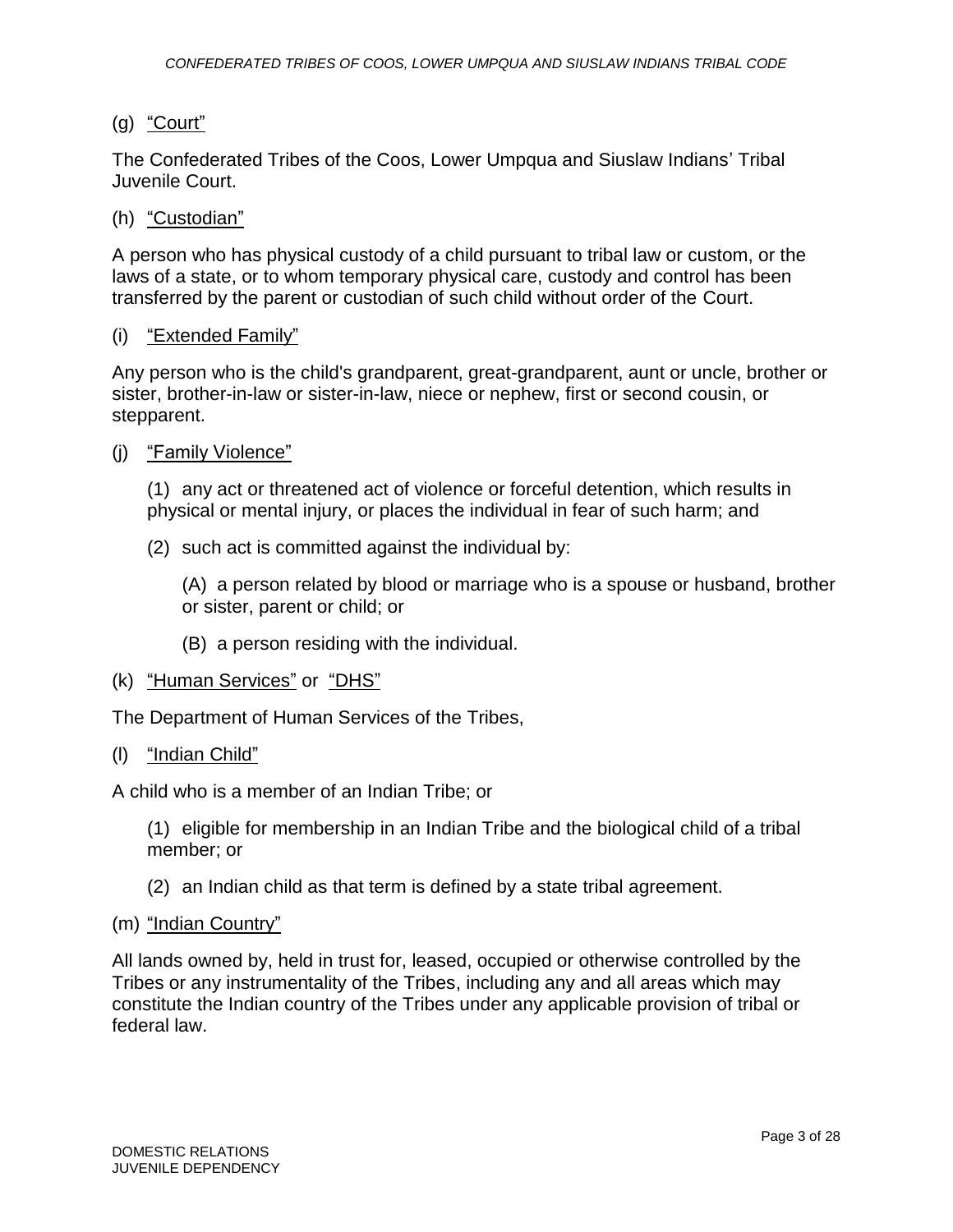(g) <u>"Court"</u>

The Confederated Tribes of the Coos, Lower Umpqua and Siuslaw Indians' Tribal Juvenile Court.

(h) <u>"Custodian"</u>

A person who has physical custody of a child pursuant to tribal law or custom, or the laws of a state, or to whom temporary physical care, custody and control has been transferred by the parent or custodian of such child without order of the Court.

(i) <u>"Extended Family"</u>

Any person who is the child's grandparent, great-grandparent, aunt or uncle, brother or sister, brother-in-law or sister-in-law, niece or nephew, first or second cousin, or stepparent.

(j) <u>"Family Violence"</u>

> (1) any act or threatened act of violence or forceful detention, which results in physical or mental injury, or places the individual in fear of such harm; and
>
> (2) such act is committed against the individual by:
>
> > (A) a person related by blood or marriage who is a spouse or husband, brother or sister, parent or child; or
> >
> > (B) a person residing with the individual.

(k) <u>"Human Services"</u> or <u>"DHS"</u>

The Department of Human Services of the Tribes,

(l) <u>"Indian Child"</u>

A child who is a member of an Indian Tribe; or

> (1) eligible for membership in an Indian Tribe and the biological child of a tribal member; or
>
> (2) an Indian child as that term is defined by a state tribal agreement.

(m) <u>"Indian Country"</u>

All lands owned by, held in trust for, leased, occupied or otherwise controlled by the Tribes or any instrumentality of the Tribes, including any and all areas which may constitute the Indian country of the Tribes under any applicable provision of tribal or federal law.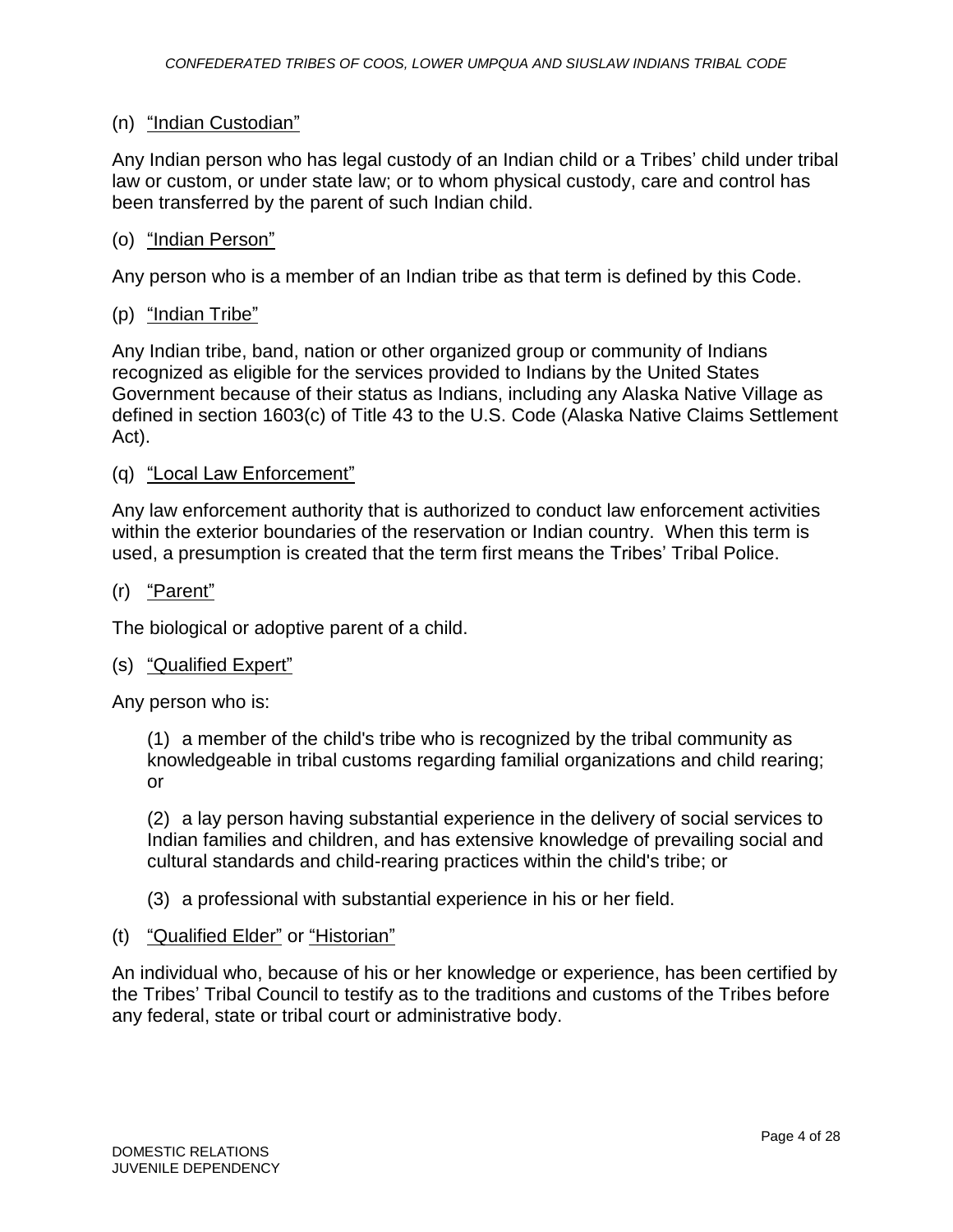(n) <u>"Indian Custodian"</u>

Any Indian person who has legal custody of an Indian child or a Tribes' child under tribal law or custom, or under state law; or to whom physical custody, care and control has been transferred by the parent of such Indian child.

(o) <u>"Indian Person"</u>

Any person who is a member of an Indian tribe as that term is defined by this Code.

(p) <u>"Indian Tribe"</u>

Any Indian tribe, band, nation or other organized group or community of Indians recognized as eligible for the services provided to Indians by the United States Government because of their status as Indians, including any Alaska Native Village as defined in section 1603(c) of Title 43 to the U.S. Code (Alaska Native Claims Settlement Act).

(q) <u>"Local Law Enforcement"</u>

Any law enforcement authority that is authorized to conduct law enforcement activities within the exterior boundaries of the reservation or Indian country. When this term is used, a presumption is created that the term first means the Tribes' Tribal Police.

(r) <u>"Parent"</u>

The biological or adoptive parent of a child.

(s) <u>"Qualified Expert"</u>

Any person who is:

> (1) a member of the child's tribe who is recognized by the tribal community as knowledgeable in tribal customs regarding familial organizations and child rearing; or
>
> (2) a lay person having substantial experience in the delivery of social services to Indian families and children, and has extensive knowledge of prevailing social and cultural standards and child-rearing practices within the child's tribe; or
>
> (3) a professional with substantial experience in his or her field.

(t) <u>"Qualified Elder"</u> or <u>"Historian"</u>

An individual who, because of his or her knowledge or experience, has been certified by the Tribes' Tribal Council to testify as to the traditions and customs of the Tribes before any federal, state or tribal court or administrative body.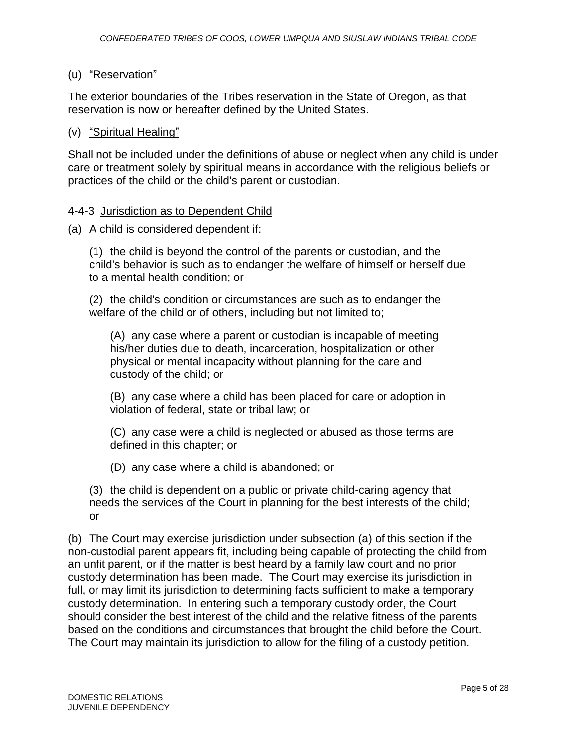(u) <u>"Reservation"</u>

The exterior boundaries of the Tribes reservation in the State of Oregon, as that reservation is now or hereafter defined by the United States.

(v) <u>"Spiritual Healing"</u>

Shall not be included under the definitions of abuse or neglect when any child is under care or treatment solely by spiritual means in accordance with the religious beliefs or practices of the child or the child's parent or custodian.

4-4-3 <u>Jurisdiction as to Dependent Child</u>

(a) A child is considered dependent if:

(1) the child is beyond the control of the parents or custodian, and the child's behavior is such as to endanger the welfare of himself or herself due to a mental health condition; or

(2) the child's condition or circumstances are such as to endanger the welfare of the child or of others, including but not limited to;

(A) any case where a parent or custodian is incapable of meeting his/her duties due to death, incarceration, hospitalization or other physical or mental incapacity without planning for the care and custody of the child; or

(B) any case where a child has been placed for care or adoption in violation of federal, state or tribal law; or

(C) any case were a child is neglected or abused as those terms are defined in this chapter; or

(D) any case where a child is abandoned; or

(3) the child is dependent on a public or private child-caring agency that needs the services of the Court in planning for the best interests of the child; or

(b) The Court may exercise jurisdiction under subsection (a) of this section if the non-custodial parent appears fit, including being capable of protecting the child from an unfit parent, or if the matter is best heard by a family law court and no prior custody determination has been made. The Court may exercise its jurisdiction in full, or may limit its jurisdiction to determining facts sufficient to make a temporary custody determination. In entering such a temporary custody order, the Court should consider the best interest of the child and the relative fitness of the parents based on the conditions and circumstances that brought the child before the Court. The Court may maintain its jurisdiction to allow for the filing of a custody petition.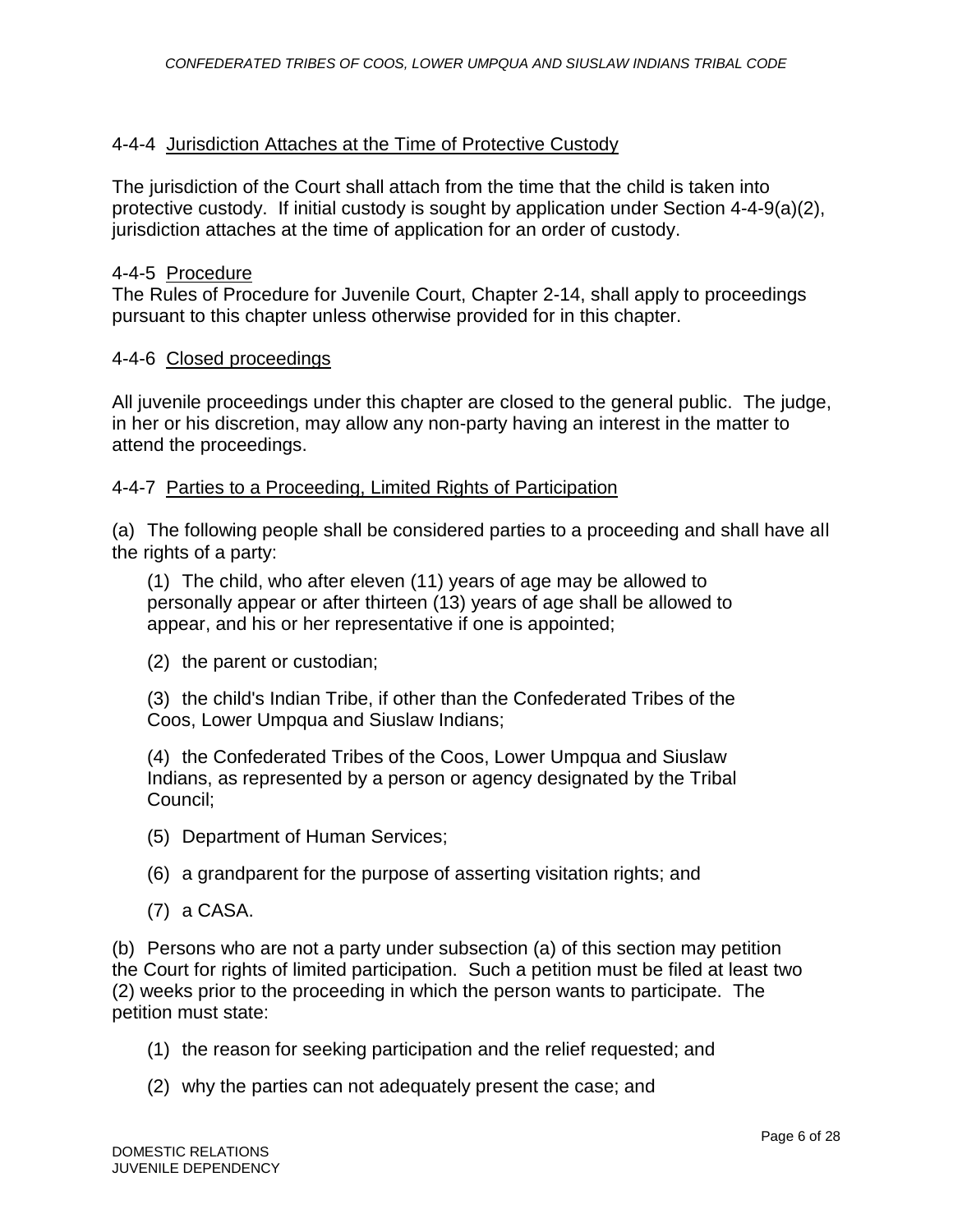#### 4-4-4 Jurisdiction Attaches at the Time of Protective Custody

The jurisdiction of the Court shall attach from the time that the child is taken into protective custody. If initial custody is sought by application under Section 4-4-9(a)(2), jurisdiction attaches at the time of application for an order of custody.

#### 4-4-5 Procedure

The Rules of Procedure for Juvenile Court, Chapter 2-14, shall apply to proceedings pursuant to this chapter unless otherwise provided for in this chapter.

#### 4-4-6 Closed proceedings

All juvenile proceedings under this chapter are closed to the general public. The judge, in her or his discretion, may allow any non-party having an interest in the matter to attend the proceedings.

#### 4-4-7 Parties to a Proceeding, Limited Rights of Participation

(a) The following people shall be considered parties to a proceeding and shall have all the rights of a party:

(1) The child, who after eleven (11) years of age may be allowed to personally appear or after thirteen (13) years of age shall be allowed to appear, and his or her representative if one is appointed;

(2) the parent or custodian;

(3) the child's Indian Tribe, if other than the Confederated Tribes of the Coos, Lower Umpqua and Siuslaw Indians;

(4) the Confederated Tribes of the Coos, Lower Umpqua and Siuslaw Indians, as represented by a person or agency designated by the Tribal Council;

(5) Department of Human Services;

(6) a grandparent for the purpose of asserting visitation rights; and

(7) a CASA.

(b) Persons who are not a party under subsection (a) of this section may petition the Court for rights of limited participation. Such a petition must be filed at least two (2) weeks prior to the proceeding in which the person wants to participate. The petition must state:

(1) the reason for seeking participation and the relief requested; and

(2) why the parties can not adequately present the case; and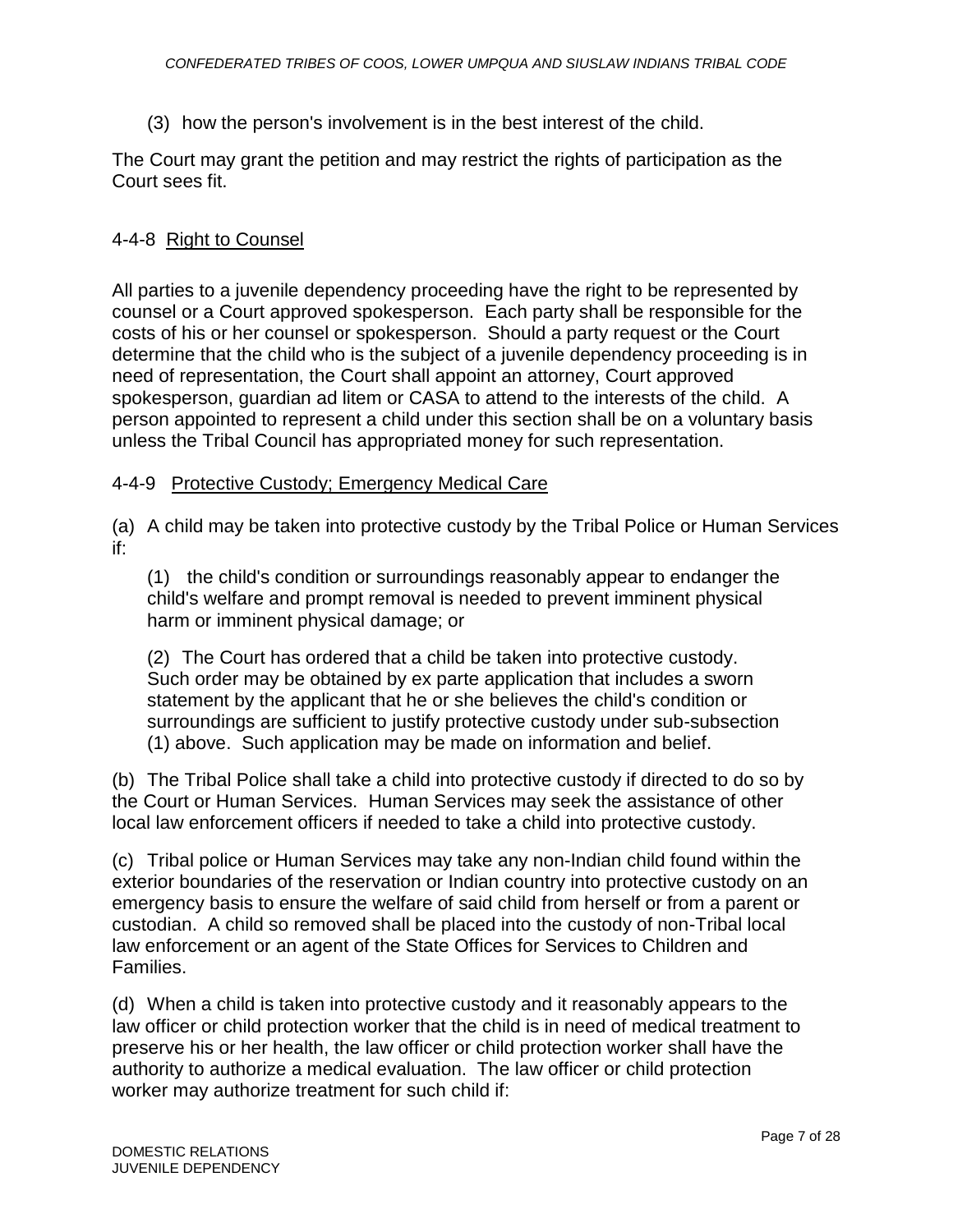(3) how the person's involvement is in the best interest of the child.

The Court may grant the petition and may restrict the rights of participation as the Court sees fit.

## 4-4-8 Right to Counsel

All parties to a juvenile dependency proceeding have the right to be represented by counsel or a Court approved spokesperson. Each party shall be responsible for the costs of his or her counsel or spokesperson. Should a party request or the Court determine that the child who is the subject of a juvenile dependency proceeding is in need of representation, the Court shall appoint an attorney, Court approved spokesperson, guardian ad litem or CASA to attend to the interests of the child. A person appointed to represent a child under this section shall be on a voluntary basis unless the Tribal Council has appropriated money for such representation.

## 4-4-9 Protective Custody; Emergency Medical Care

(a) A child may be taken into protective custody by the Tribal Police or Human Services if:

(1) the child's condition or surroundings reasonably appear to endanger the child's welfare and prompt removal is needed to prevent imminent physical harm or imminent physical damage; or

(2) The Court has ordered that a child be taken into protective custody. Such order may be obtained by ex parte application that includes a sworn statement by the applicant that he or she believes the child's condition or surroundings are sufficient to justify protective custody under sub-subsection (1) above. Such application may be made on information and belief.

(b) The Tribal Police shall take a child into protective custody if directed to do so by the Court or Human Services. Human Services may seek the assistance of other local law enforcement officers if needed to take a child into protective custody.

(c) Tribal police or Human Services may take any non-Indian child found within the exterior boundaries of the reservation or Indian country into protective custody on an emergency basis to ensure the welfare of said child from herself or from a parent or custodian. A child so removed shall be placed into the custody of non-Tribal local law enforcement or an agent of the State Offices for Services to Children and Families.

(d) When a child is taken into protective custody and it reasonably appears to the law officer or child protection worker that the child is in need of medical treatment to preserve his or her health, the law officer or child protection worker shall have the authority to authorize a medical evaluation. The law officer or child protection worker may authorize treatment for such child if: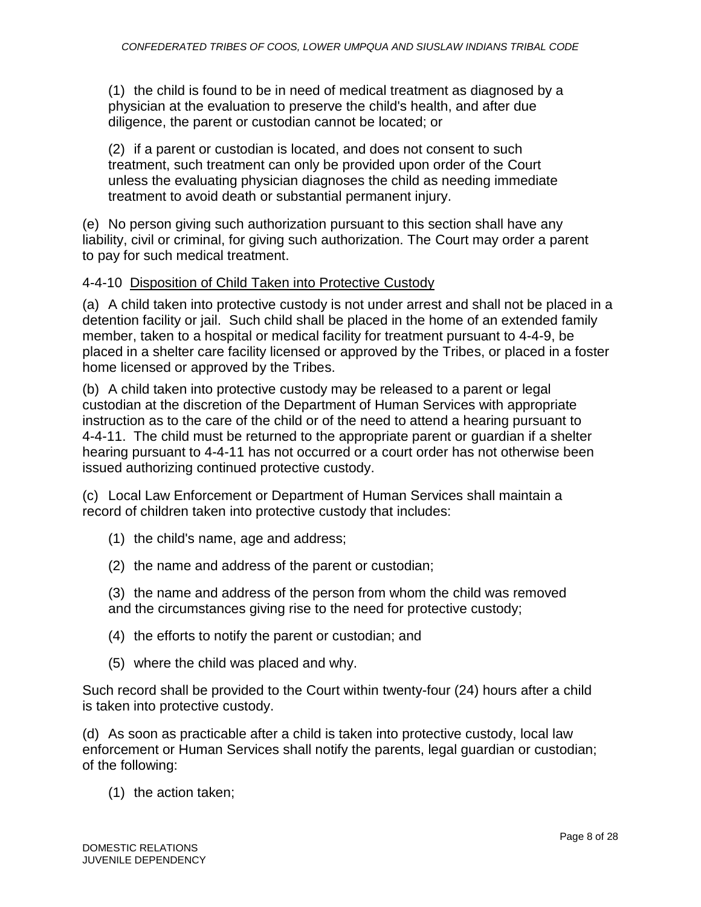(1) the child is found to be in need of medical treatment as diagnosed by a physician at the evaluation to preserve the child's health, and after due diligence, the parent or custodian cannot be located; or

(2) if a parent or custodian is located, and does not consent to such treatment, such treatment can only be provided upon order of the Court unless the evaluating physician diagnoses the child as needing immediate treatment to avoid death or substantial permanent injury.

(e) No person giving such authorization pursuant to this section shall have any liability, civil or criminal, for giving such authorization. The Court may order a parent to pay for such medical treatment.

### 4-4-10 Disposition of Child Taken into Protective Custody

(a) A child taken into protective custody is not under arrest and shall not be placed in a detention facility or jail. Such child shall be placed in the home of an extended family member, taken to a hospital or medical facility for treatment pursuant to 4-4-9, be placed in a shelter care facility licensed or approved by the Tribes, or placed in a foster home licensed or approved by the Tribes.

(b) A child taken into protective custody may be released to a parent or legal custodian at the discretion of the Department of Human Services with appropriate instruction as to the care of the child or of the need to attend a hearing pursuant to 4-4-11. The child must be returned to the appropriate parent or guardian if a shelter hearing pursuant to 4-4-11 has not occurred or a court order has not otherwise been issued authorizing continued protective custody.

(c) Local Law Enforcement or Department of Human Services shall maintain a record of children taken into protective custody that includes:

(1) the child's name, age and address;

(2) the name and address of the parent or custodian;

(3) the name and address of the person from whom the child was removed and the circumstances giving rise to the need for protective custody;

(4) the efforts to notify the parent or custodian; and

(5) where the child was placed and why.

Such record shall be provided to the Court within twenty-four (24) hours after a child is taken into protective custody.

(d) As soon as practicable after a child is taken into protective custody, local law enforcement or Human Services shall notify the parents, legal guardian or custodian; of the following:

(1) the action taken;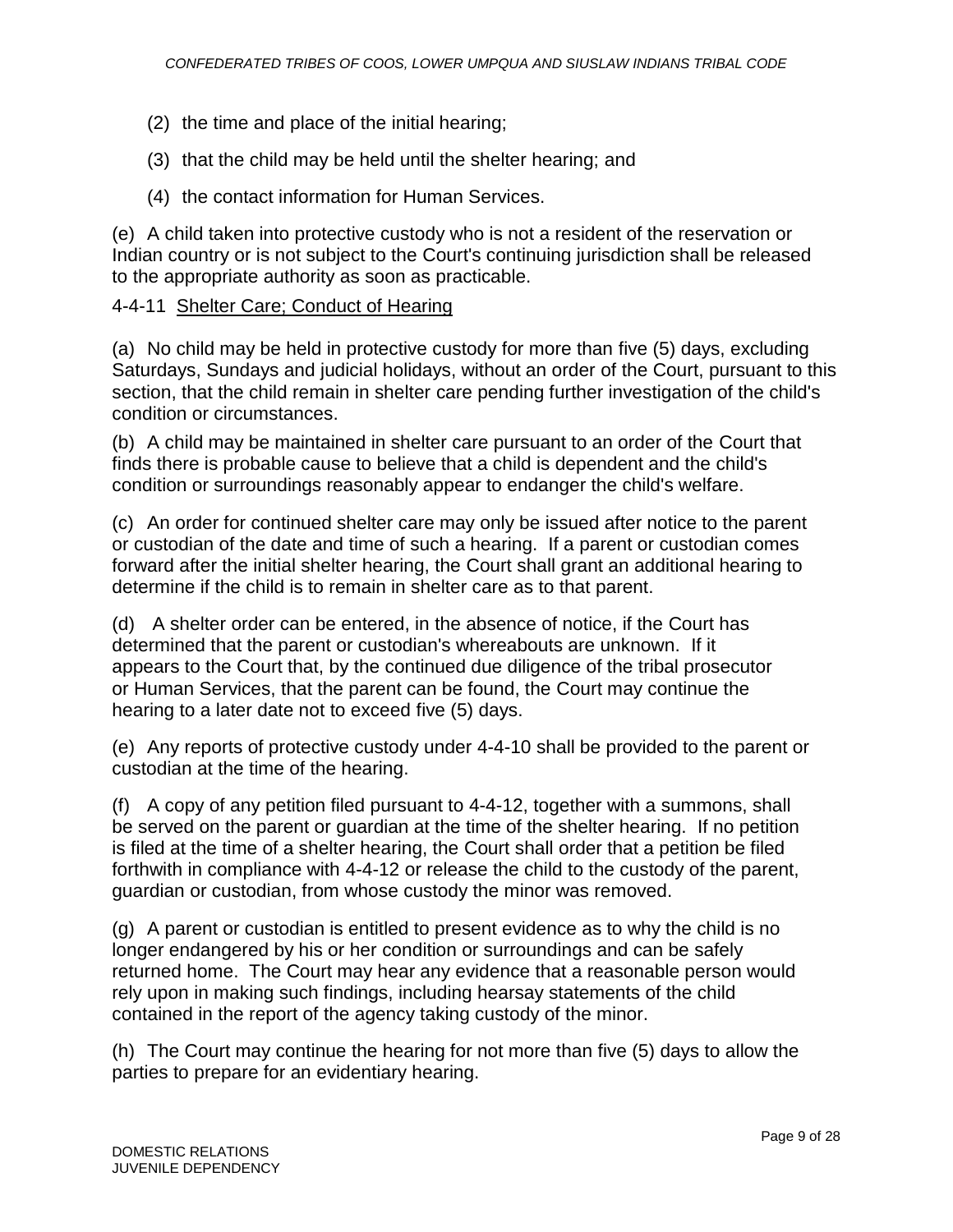(2) the time and place of the initial hearing;

(3) that the child may be held until the shelter hearing; and

(4) the contact information for Human Services.

(e) A child taken into protective custody who is not a resident of the reservation or Indian country or is not subject to the Court's continuing jurisdiction shall be released to the appropriate authority as soon as practicable.

4-4-11 Shelter Care; Conduct of Hearing

(a) No child may be held in protective custody for more than five (5) days, excluding Saturdays, Sundays and judicial holidays, without an order of the Court, pursuant to this section, that the child remain in shelter care pending further investigation of the child's condition or circumstances.

(b) A child may be maintained in shelter care pursuant to an order of the Court that finds there is probable cause to believe that a child is dependent and the child's condition or surroundings reasonably appear to endanger the child's welfare.

(c) An order for continued shelter care may only be issued after notice to the parent or custodian of the date and time of such a hearing. If a parent or custodian comes forward after the initial shelter hearing, the Court shall grant an additional hearing to determine if the child is to remain in shelter care as to that parent.

(d) A shelter order can be entered, in the absence of notice, if the Court has determined that the parent or custodian's whereabouts are unknown. If it appears to the Court that, by the continued due diligence of the tribal prosecutor or Human Services, that the parent can be found, the Court may continue the hearing to a later date not to exceed five (5) days.

(e) Any reports of protective custody under 4-4-10 shall be provided to the parent or custodian at the time of the hearing.

(f) A copy of any petition filed pursuant to 4-4-12, together with a summons, shall be served on the parent or guardian at the time of the shelter hearing. If no petition is filed at the time of a shelter hearing, the Court shall order that a petition be filed forthwith in compliance with 4-4-12 or release the child to the custody of the parent, guardian or custodian, from whose custody the minor was removed.

(g) A parent or custodian is entitled to present evidence as to why the child is no longer endangered by his or her condition or surroundings and can be safely returned home. The Court may hear any evidence that a reasonable person would rely upon in making such findings, including hearsay statements of the child contained in the report of the agency taking custody of the minor.

(h) The Court may continue the hearing for not more than five (5) days to allow the parties to prepare for an evidentiary hearing.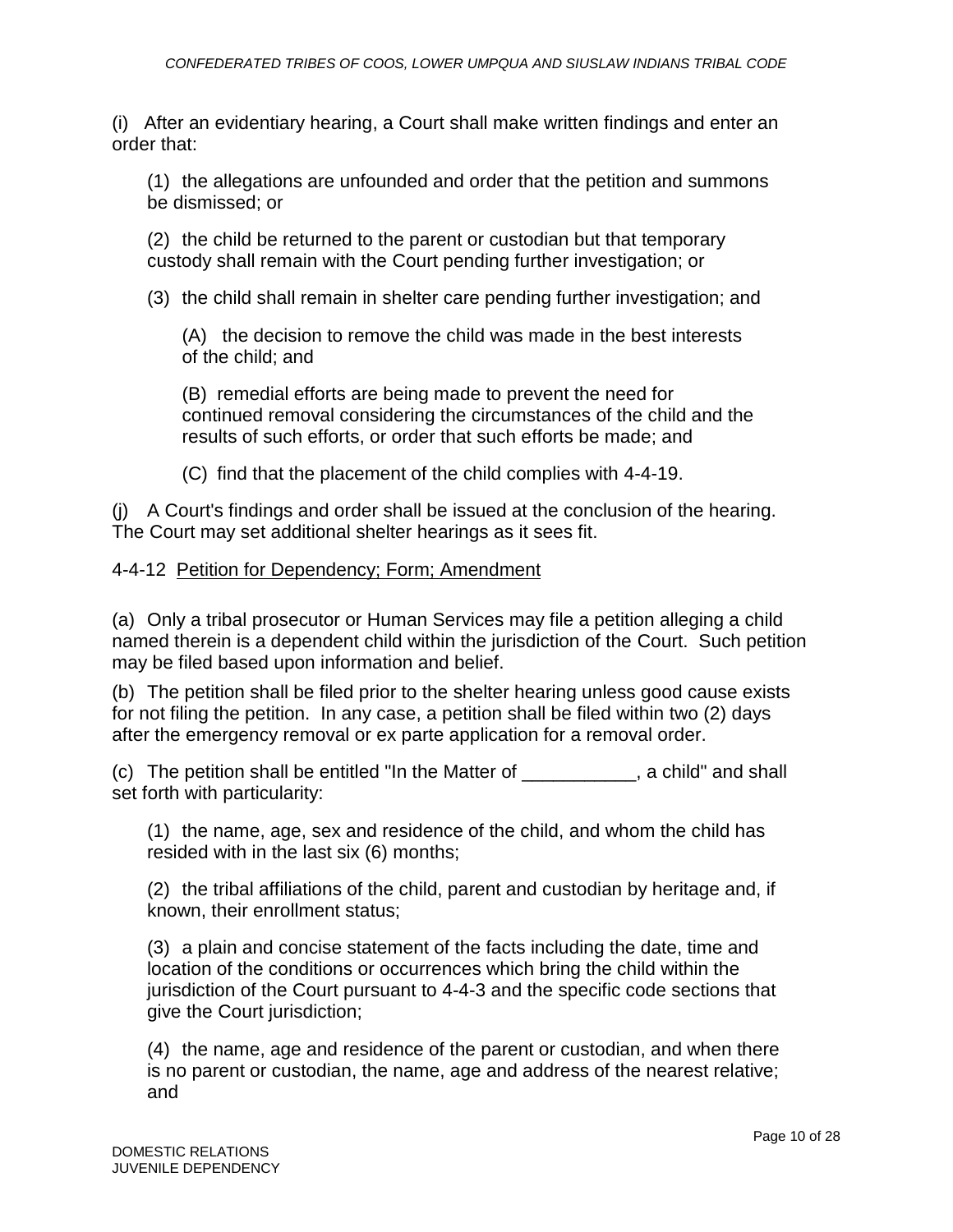(i) After an evidentiary hearing, a Court shall make written findings and enter an order that:

(1) the allegations are unfounded and order that the petition and summons be dismissed; or

(2) the child be returned to the parent or custodian but that temporary custody shall remain with the Court pending further investigation; or

(3) the child shall remain in shelter care pending further investigation; and

(A) the decision to remove the child was made in the best interests of the child; and

(B) remedial efforts are being made to prevent the need for continued removal considering the circumstances of the child and the results of such efforts, or order that such efforts be made; and

(C) find that the placement of the child complies with 4-4-19.

(j) A Court's findings and order shall be issued at the conclusion of the hearing. The Court may set additional shelter hearings as it sees fit.

4-4-12 Petition for Dependency; Form; Amendment

(a) Only a tribal prosecutor or Human Services may file a petition alleging a child named therein is a dependent child within the jurisdiction of the Court. Such petition may be filed based upon information and belief.

(b) The petition shall be filed prior to the shelter hearing unless good cause exists for not filing the petition. In any case, a petition shall be filed within two (2) days after the emergency removal or ex parte application for a removal order.

(c) The petition shall be entitled "In the Matter of ___________, a child" and shall set forth with particularity:

(1) the name, age, sex and residence of the child, and whom the child has resided with in the last six (6) months;

(2) the tribal affiliations of the child, parent and custodian by heritage and, if known, their enrollment status;

(3) a plain and concise statement of the facts including the date, time and location of the conditions or occurrences which bring the child within the jurisdiction of the Court pursuant to 4-4-3 and the specific code sections that give the Court jurisdiction;

(4) the name, age and residence of the parent or custodian, and when there is no parent or custodian, the name, age and address of the nearest relative; and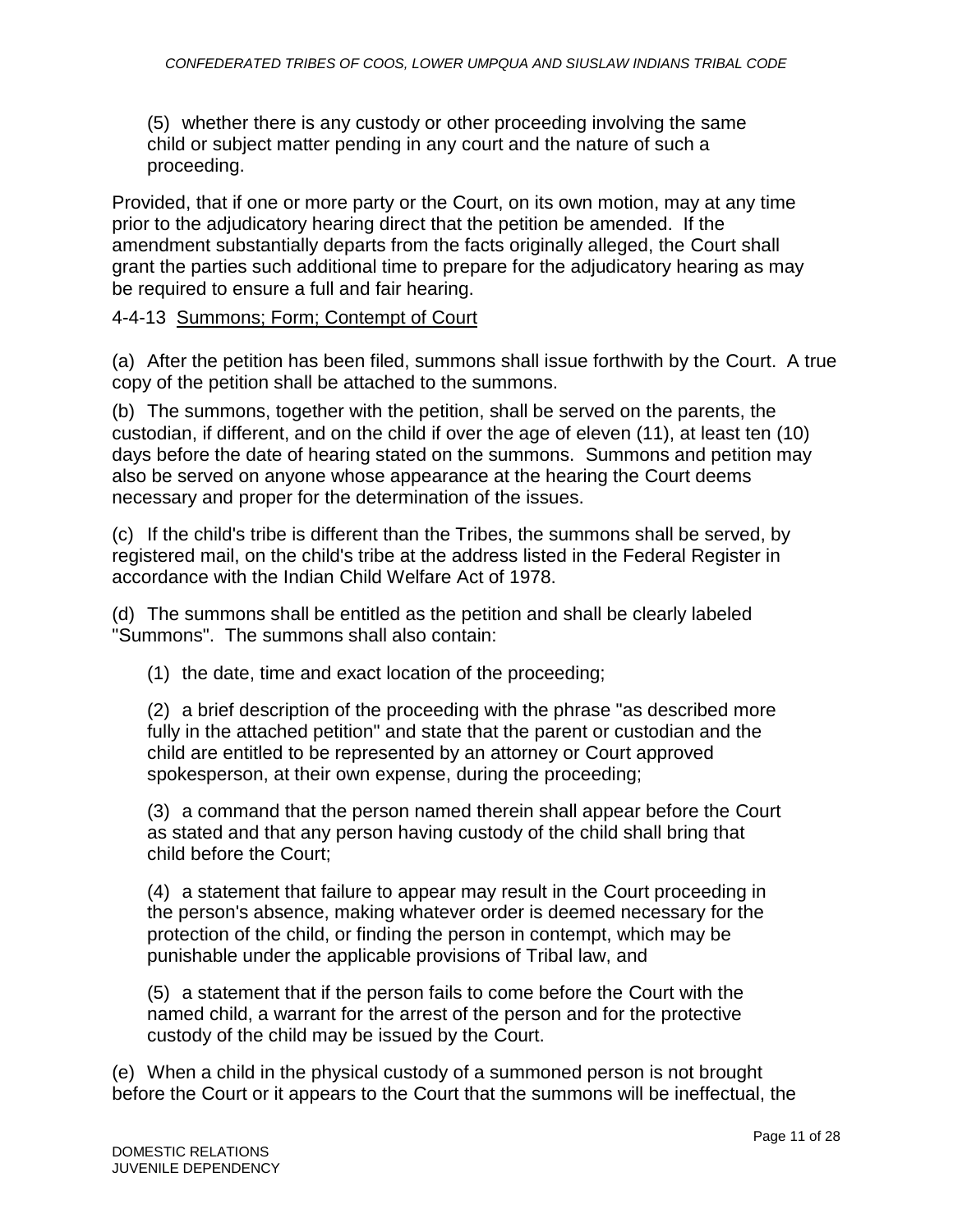(5) whether there is any custody or other proceeding involving the same child or subject matter pending in any court and the nature of such a proceeding.

Provided, that if one or more party or the Court, on its own motion, may at any time prior to the adjudicatory hearing direct that the petition be amended. If the amendment substantially departs from the facts originally alleged, the Court shall grant the parties such additional time to prepare for the adjudicatory hearing as may be required to ensure a full and fair hearing.

4-4-13 Summons; Form; Contempt of Court

(a) After the petition has been filed, summons shall issue forthwith by the Court. A true copy of the petition shall be attached to the summons.

(b) The summons, together with the petition, shall be served on the parents, the custodian, if different, and on the child if over the age of eleven (11), at least ten (10) days before the date of hearing stated on the summons. Summons and petition may also be served on anyone whose appearance at the hearing the Court deems necessary and proper for the determination of the issues.

(c) If the child's tribe is different than the Tribes, the summons shall be served, by registered mail, on the child's tribe at the address listed in the Federal Register in accordance with the Indian Child Welfare Act of 1978.

(d) The summons shall be entitled as the petition and shall be clearly labeled "Summons". The summons shall also contain:

(1) the date, time and exact location of the proceeding;

(2) a brief description of the proceeding with the phrase "as described more fully in the attached petition" and state that the parent or custodian and the child are entitled to be represented by an attorney or Court approved spokesperson, at their own expense, during the proceeding;

(3) a command that the person named therein shall appear before the Court as stated and that any person having custody of the child shall bring that child before the Court;

(4) a statement that failure to appear may result in the Court proceeding in the person's absence, making whatever order is deemed necessary for the protection of the child, or finding the person in contempt, which may be punishable under the applicable provisions of Tribal law, and

(5) a statement that if the person fails to come before the Court with the named child, a warrant for the arrest of the person and for the protective custody of the child may be issued by the Court.

(e) When a child in the physical custody of a summoned person is not brought before the Court or it appears to the Court that the summons will be ineffectual, the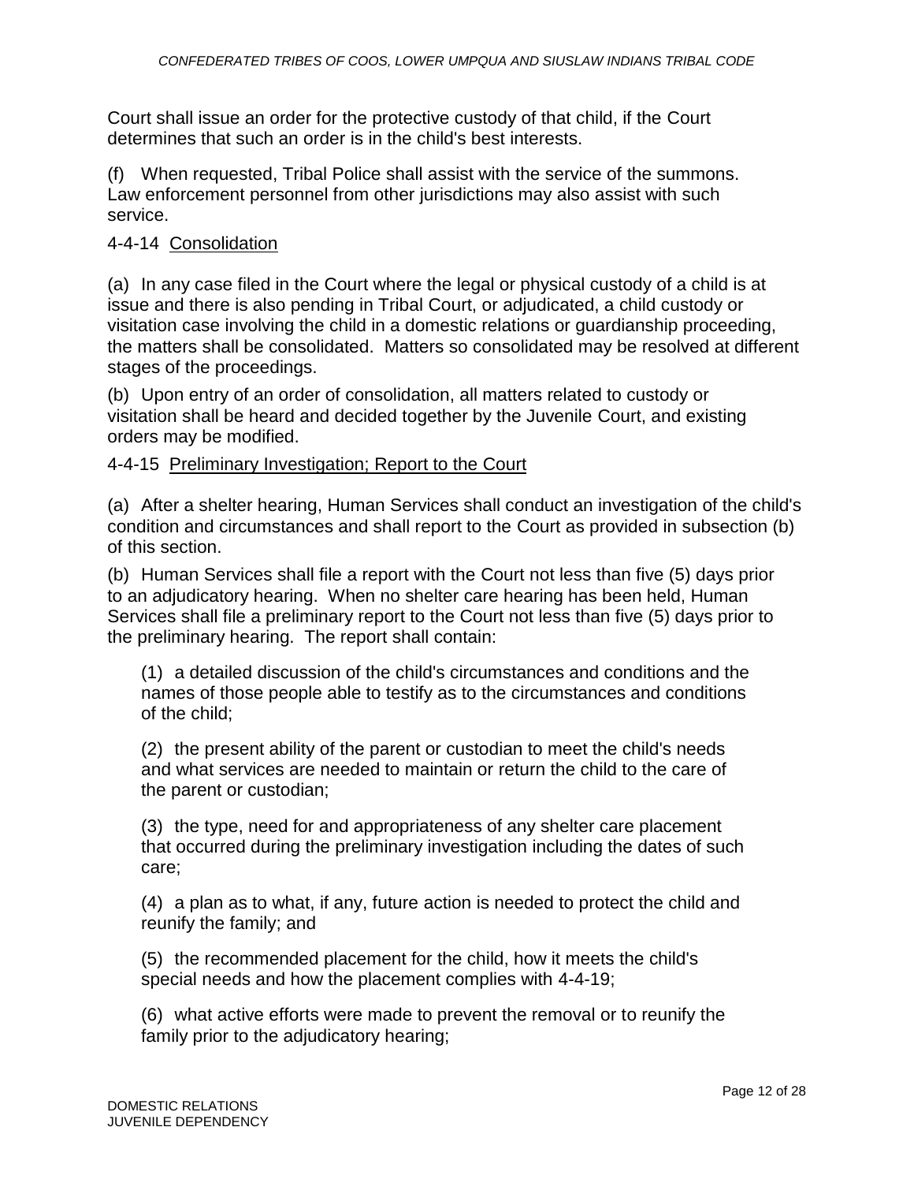Court shall issue an order for the protective custody of that child, if the Court determines that such an order is in the child's best interests.

(f) When requested, Tribal Police shall assist with the service of the summons. Law enforcement personnel from other jurisdictions may also assist with such service.

4-4-14 Consolidation

(a) In any case filed in the Court where the legal or physical custody of a child is at issue and there is also pending in Tribal Court, or adjudicated, a child custody or visitation case involving the child in a domestic relations or guardianship proceeding, the matters shall be consolidated. Matters so consolidated may be resolved at different stages of the proceedings.

(b) Upon entry of an order of consolidation, all matters related to custody or visitation shall be heard and decided together by the Juvenile Court, and existing orders may be modified.

4-4-15 Preliminary Investigation; Report to the Court

(a) After a shelter hearing, Human Services shall conduct an investigation of the child's condition and circumstances and shall report to the Court as provided in subsection (b) of this section.

(b) Human Services shall file a report with the Court not less than five (5) days prior to an adjudicatory hearing. When no shelter care hearing has been held, Human Services shall file a preliminary report to the Court not less than five (5) days prior to the preliminary hearing. The report shall contain:

(1) a detailed discussion of the child's circumstances and conditions and the names of those people able to testify as to the circumstances and conditions of the child;

(2) the present ability of the parent or custodian to meet the child's needs and what services are needed to maintain or return the child to the care of the parent or custodian;

(3) the type, need for and appropriateness of any shelter care placement that occurred during the preliminary investigation including the dates of such care;

(4) a plan as to what, if any, future action is needed to protect the child and reunify the family; and

(5) the recommended placement for the child, how it meets the child's special needs and how the placement complies with 4-4-19;

(6) what active efforts were made to prevent the removal or to reunify the family prior to the adjudicatory hearing;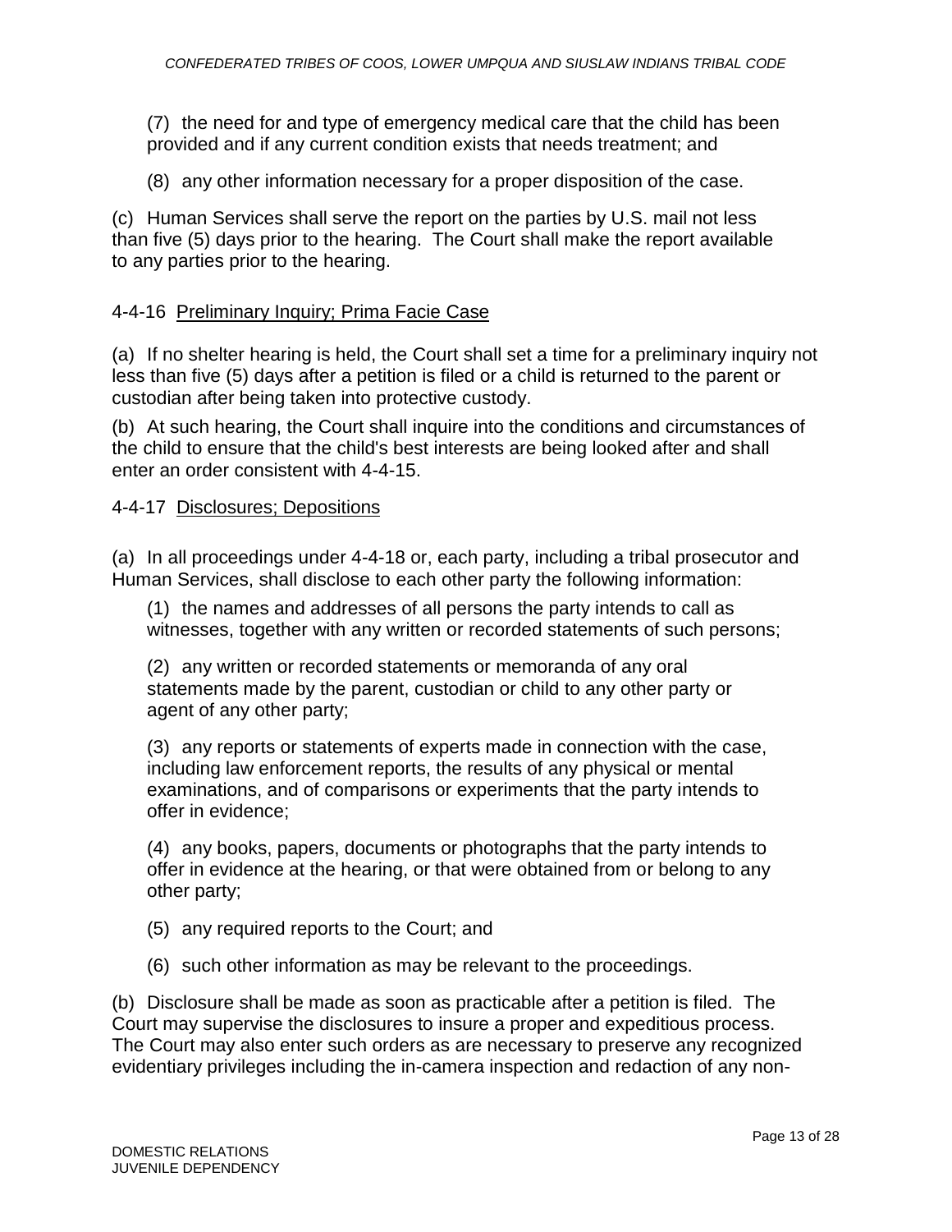(7) the need for and type of emergency medical care that the child has been provided and if any current condition exists that needs treatment; and

(8) any other information necessary for a proper disposition of the case.

(c) Human Services shall serve the report on the parties by U.S. mail not less than five (5) days prior to the hearing. The Court shall make the report available to any parties prior to the hearing.

## 4-4-16 Preliminary Inquiry; Prima Facie Case

(a) If no shelter hearing is held, the Court shall set a time for a preliminary inquiry not less than five (5) days after a petition is filed or a child is returned to the parent or custodian after being taken into protective custody.

(b) At such hearing, the Court shall inquire into the conditions and circumstances of the child to ensure that the child's best interests are being looked after and shall enter an order consistent with 4-4-15.

## 4-4-17 Disclosures; Depositions

(a) In all proceedings under 4-4-18 or, each party, including a tribal prosecutor and Human Services, shall disclose to each other party the following information:

(1) the names and addresses of all persons the party intends to call as witnesses, together with any written or recorded statements of such persons;

(2) any written or recorded statements or memoranda of any oral statements made by the parent, custodian or child to any other party or agent of any other party;

(3) any reports or statements of experts made in connection with the case, including law enforcement reports, the results of any physical or mental examinations, and of comparisons or experiments that the party intends to offer in evidence;

(4) any books, papers, documents or photographs that the party intends to offer in evidence at the hearing, or that were obtained from or belong to any other party;

(5) any required reports to the Court; and

(6) such other information as may be relevant to the proceedings.

(b) Disclosure shall be made as soon as practicable after a petition is filed. The Court may supervise the disclosures to insure a proper and expeditious process. The Court may also enter such orders as are necessary to preserve any recognized evidentiary privileges including the in-camera inspection and redaction of any non-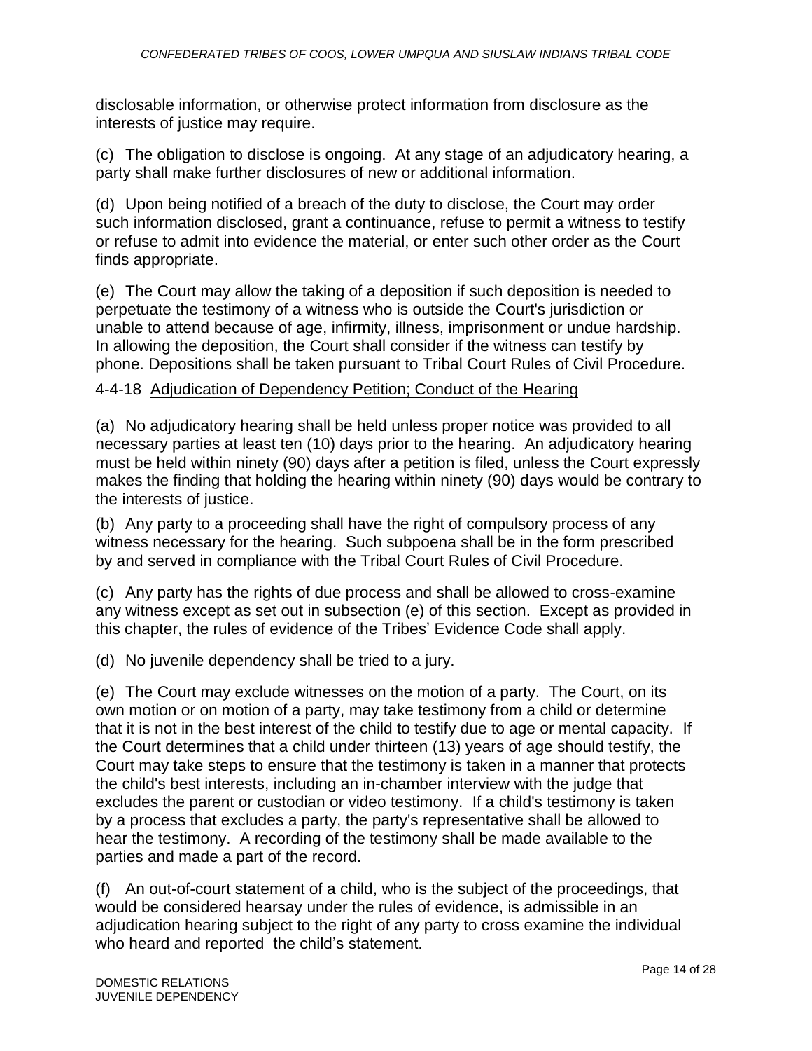disclosable information, or otherwise protect information from disclosure as the interests of justice may require.

(c) The obligation to disclose is ongoing. At any stage of an adjudicatory hearing, a party shall make further disclosures of new or additional information.

(d) Upon being notified of a breach of the duty to disclose, the Court may order such information disclosed, grant a continuance, refuse to permit a witness to testify or refuse to admit into evidence the material, or enter such other order as the Court finds appropriate.

(e) The Court may allow the taking of a deposition if such deposition is needed to perpetuate the testimony of a witness who is outside the Court's jurisdiction or unable to attend because of age, infirmity, illness, imprisonment or undue hardship. In allowing the deposition, the Court shall consider if the witness can testify by phone. Depositions shall be taken pursuant to Tribal Court Rules of Civil Procedure.

### 4-4-18 Adjudication of Dependency Petition; Conduct of the Hearing

(a) No adjudicatory hearing shall be held unless proper notice was provided to all necessary parties at least ten (10) days prior to the hearing. An adjudicatory hearing must be held within ninety (90) days after a petition is filed, unless the Court expressly makes the finding that holding the hearing within ninety (90) days would be contrary to the interests of justice.

(b) Any party to a proceeding shall have the right of compulsory process of any witness necessary for the hearing. Such subpoena shall be in the form prescribed by and served in compliance with the Tribal Court Rules of Civil Procedure.

(c) Any party has the rights of due process and shall be allowed to cross-examine any witness except as set out in subsection (e) of this section. Except as provided in this chapter, the rules of evidence of the Tribes' Evidence Code shall apply.

(d) No juvenile dependency shall be tried to a jury.

(e) The Court may exclude witnesses on the motion of a party. The Court, on its own motion or on motion of a party, may take testimony from a child or determine that it is not in the best interest of the child to testify due to age or mental capacity. If the Court determines that a child under thirteen (13) years of age should testify, the Court may take steps to ensure that the testimony is taken in a manner that protects the child's best interests, including an in-chamber interview with the judge that excludes the parent or custodian or video testimony. If a child's testimony is taken by a process that excludes a party, the party's representative shall be allowed to hear the testimony. A recording of the testimony shall be made available to the parties and made a part of the record.

(f) An out-of-court statement of a child, who is the subject of the proceedings, that would be considered hearsay under the rules of evidence, is admissible in an adjudication hearing subject to the right of any party to cross examine the individual who heard and reported the child's statement.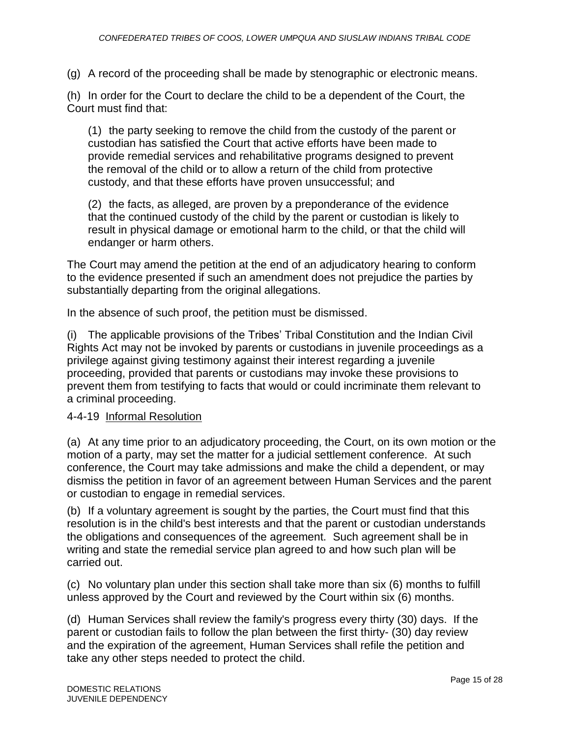(g) A record of the proceeding shall be made by stenographic or electronic means.

(h) In order for the Court to declare the child to be a dependent of the Court, the Court must find that:

(1) the party seeking to remove the child from the custody of the parent or custodian has satisfied the Court that active efforts have been made to provide remedial services and rehabilitative programs designed to prevent the removal of the child or to allow a return of the child from protective custody, and that these efforts have proven unsuccessful; and

(2) the facts, as alleged, are proven by a preponderance of the evidence that the continued custody of the child by the parent or custodian is likely to result in physical damage or emotional harm to the child, or that the child will endanger or harm others.

The Court may amend the petition at the end of an adjudicatory hearing to conform to the evidence presented if such an amendment does not prejudice the parties by substantially departing from the original allegations.

In the absence of such proof, the petition must be dismissed.

(i) The applicable provisions of the Tribes' Tribal Constitution and the Indian Civil Rights Act may not be invoked by parents or custodians in juvenile proceedings as a privilege against giving testimony against their interest regarding a juvenile proceeding, provided that parents or custodians may invoke these provisions to prevent them from testifying to facts that would or could incriminate them relevant to a criminal proceeding.

4-4-19 Informal Resolution

(a) At any time prior to an adjudicatory proceeding, the Court, on its own motion or the motion of a party, may set the matter for a judicial settlement conference. At such conference, the Court may take admissions and make the child a dependent, or may dismiss the petition in favor of an agreement between Human Services and the parent or custodian to engage in remedial services.

(b) If a voluntary agreement is sought by the parties, the Court must find that this resolution is in the child's best interests and that the parent or custodian understands the obligations and consequences of the agreement. Such agreement shall be in writing and state the remedial service plan agreed to and how such plan will be carried out.

(c) No voluntary plan under this section shall take more than six (6) months to fulfill unless approved by the Court and reviewed by the Court within six (6) months.

(d) Human Services shall review the family's progress every thirty (30) days. If the parent or custodian fails to follow the plan between the first thirty- (30) day review and the expiration of the agreement, Human Services shall refile the petition and take any other steps needed to protect the child.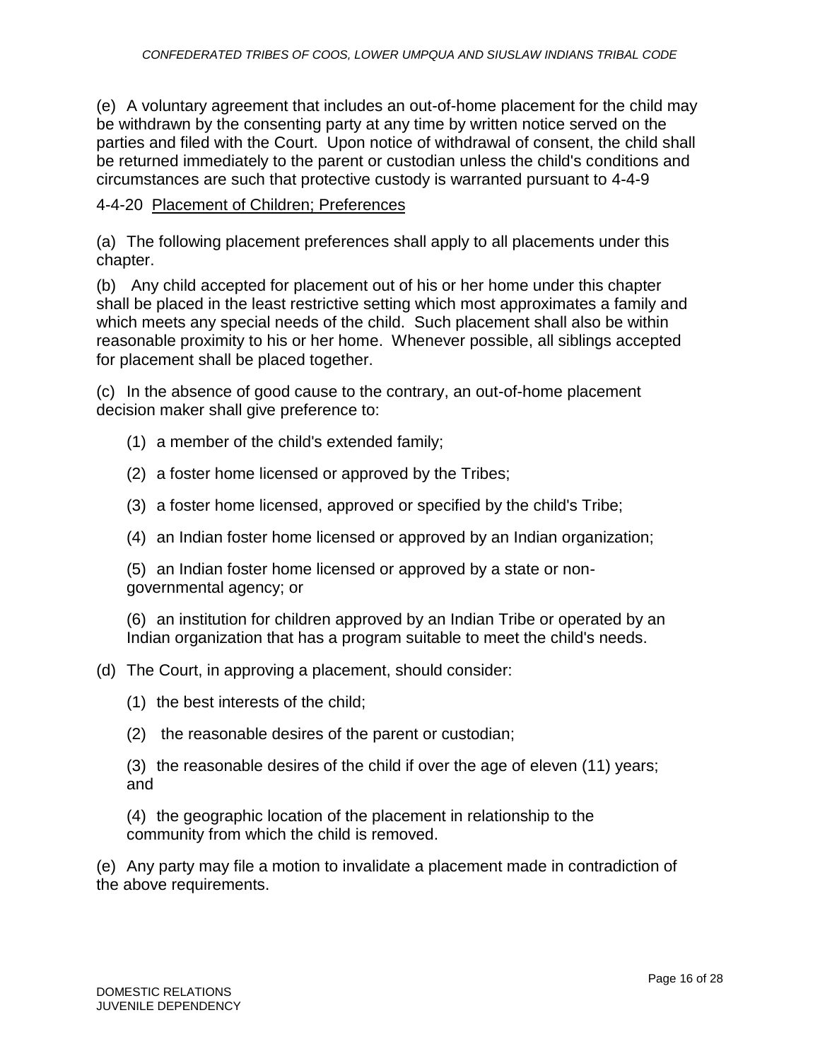(e) A voluntary agreement that includes an out-of-home placement for the child may be withdrawn by the consenting party at any time by written notice served on the parties and filed with the Court. Upon notice of withdrawal of consent, the child shall be returned immediately to the parent or custodian unless the child's conditions and circumstances are such that protective custody is warranted pursuant to 4-4-9

4-4-20 <u>Placement of Children; Preferences</u>

(a) The following placement preferences shall apply to all placements under this chapter.

(b) Any child accepted for placement out of his or her home under this chapter shall be placed in the least restrictive setting which most approximates a family and which meets any special needs of the child. Such placement shall also be within reasonable proximity to his or her home. Whenever possible, all siblings accepted for placement shall be placed together.

(c) In the absence of good cause to the contrary, an out-of-home placement decision maker shall give preference to:

(1) a member of the child's extended family;

(2) a foster home licensed or approved by the Tribes;

(3) a foster home licensed, approved or specified by the child's Tribe;

(4) an Indian foster home licensed or approved by an Indian organization;

(5) an Indian foster home licensed or approved by a state or non-governmental agency; or

(6) an institution for children approved by an Indian Tribe or operated by an Indian organization that has a program suitable to meet the child's needs.

(d) The Court, in approving a placement, should consider:

(1) the best interests of the child;

(2) the reasonable desires of the parent or custodian;

(3) the reasonable desires of the child if over the age of eleven (11) years; and

(4) the geographic location of the placement in relationship to the community from which the child is removed.

(e) Any party may file a motion to invalidate a placement made in contradiction of the above requirements.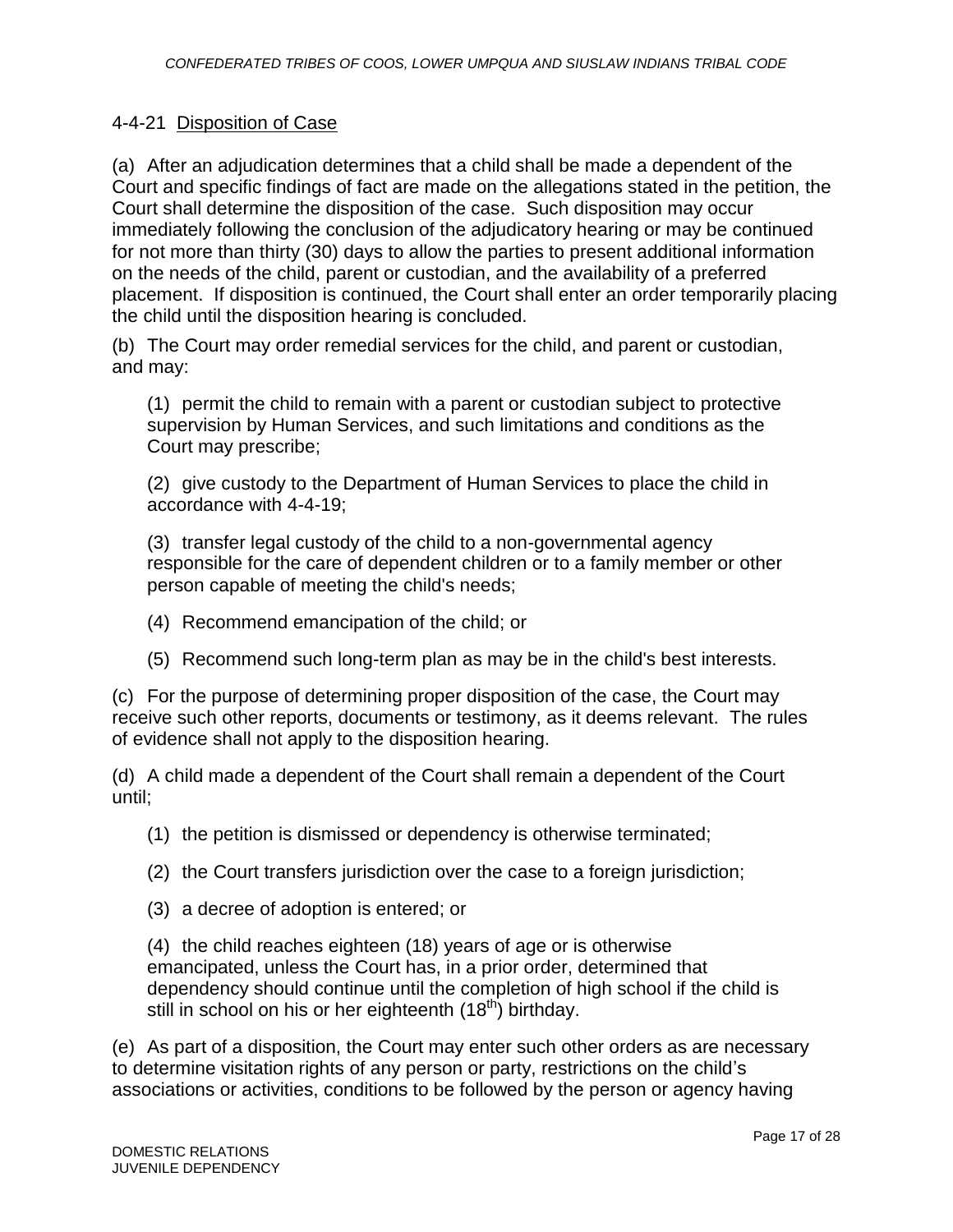### 4-4-21 Disposition of Case

(a) After an adjudication determines that a child shall be made a dependent of the Court and specific findings of fact are made on the allegations stated in the petition, the Court shall determine the disposition of the case. Such disposition may occur immediately following the conclusion of the adjudicatory hearing or may be continued for not more than thirty (30) days to allow the parties to present additional information on the needs of the child, parent or custodian, and the availability of a preferred placement. If disposition is continued, the Court shall enter an order temporarily placing the child until the disposition hearing is concluded.

(b) The Court may order remedial services for the child, and parent or custodian, and may:

(1) permit the child to remain with a parent or custodian subject to protective supervision by Human Services, and such limitations and conditions as the Court may prescribe;

(2) give custody to the Department of Human Services to place the child in accordance with 4-4-19;

(3) transfer legal custody of the child to a non-governmental agency responsible for the care of dependent children or to a family member or other person capable of meeting the child's needs;

(4) Recommend emancipation of the child; or

(5) Recommend such long-term plan as may be in the child's best interests.

(c) For the purpose of determining proper disposition of the case, the Court may receive such other reports, documents or testimony, as it deems relevant. The rules of evidence shall not apply to the disposition hearing.

(d) A child made a dependent of the Court shall remain a dependent of the Court until;

(1) the petition is dismissed or dependency is otherwise terminated;

(2) the Court transfers jurisdiction over the case to a foreign jurisdiction;

(3) a decree of adoption is entered; or

(4) the child reaches eighteen (18) years of age or is otherwise emancipated, unless the Court has, in a prior order, determined that dependency should continue until the completion of high school if the child is still in school on his or her eighteenth (18th) birthday.

(e) As part of a disposition, the Court may enter such other orders as are necessary to determine visitation rights of any person or party, restrictions on the child's associations or activities, conditions to be followed by the person or agency having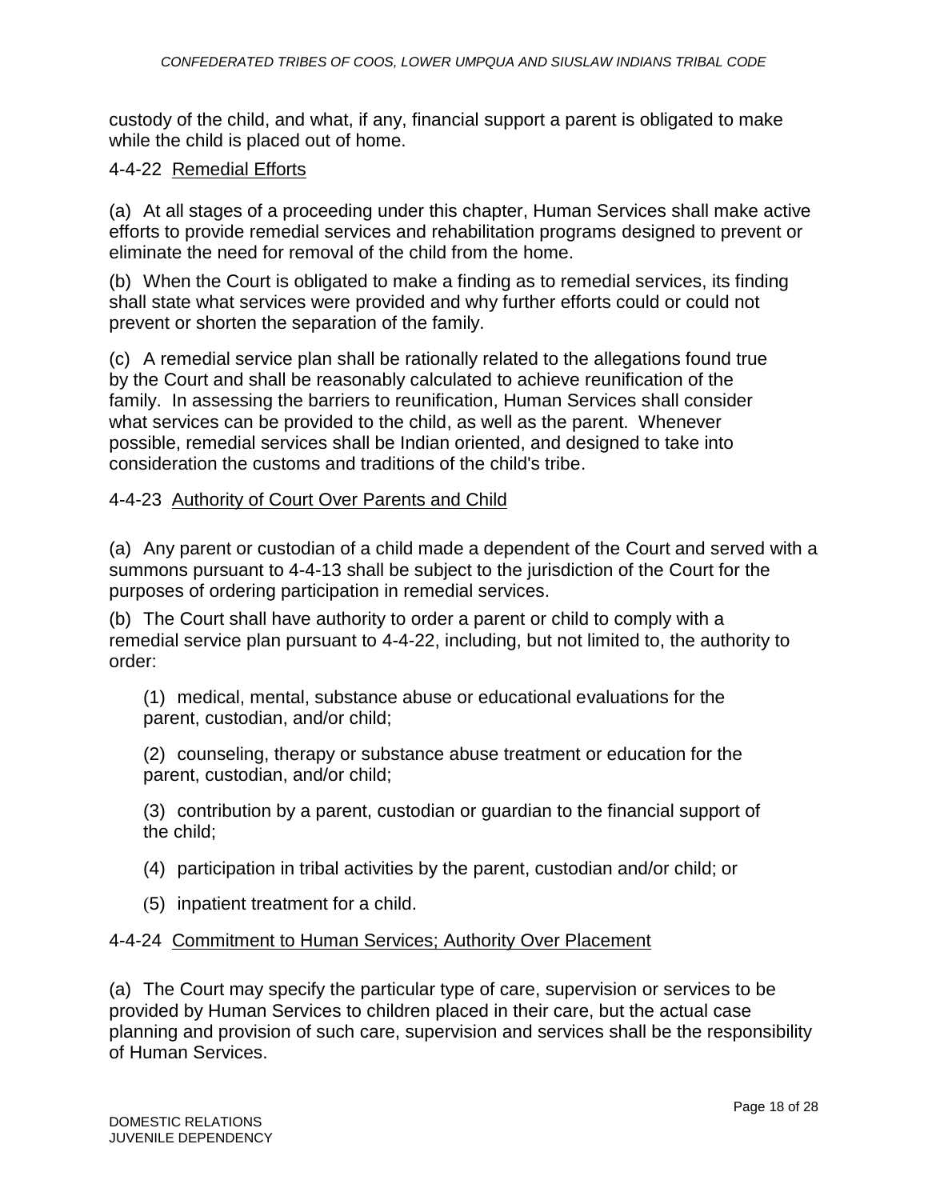custody of the child, and what, if any, financial support a parent is obligated to make while the child is placed out of home.

### 4-4-22 Remedial Efforts

(a) At all stages of a proceeding under this chapter, Human Services shall make active efforts to provide remedial services and rehabilitation programs designed to prevent or eliminate the need for removal of the child from the home.

(b) When the Court is obligated to make a finding as to remedial services, its finding shall state what services were provided and why further efforts could or could not prevent or shorten the separation of the family.

(c) A remedial service plan shall be rationally related to the allegations found true by the Court and shall be reasonably calculated to achieve reunification of the family. In assessing the barriers to reunification, Human Services shall consider what services can be provided to the child, as well as the parent. Whenever possible, remedial services shall be Indian oriented, and designed to take into consideration the customs and traditions of the child's tribe.

### 4-4-23 Authority of Court Over Parents and Child

(a) Any parent or custodian of a child made a dependent of the Court and served with a summons pursuant to 4-4-13 shall be subject to the jurisdiction of the Court for the purposes of ordering participation in remedial services.

(b) The Court shall have authority to order a parent or child to comply with a remedial service plan pursuant to 4-4-22, including, but not limited to, the authority to order:

(1) medical, mental, substance abuse or educational evaluations for the parent, custodian, and/or child;

(2) counseling, therapy or substance abuse treatment or education for the parent, custodian, and/or child;

(3) contribution by a parent, custodian or guardian to the financial support of the child;

(4) participation in tribal activities by the parent, custodian and/or child; or

(5) inpatient treatment for a child.

### 4-4-24 Commitment to Human Services; Authority Over Placement

(a) The Court may specify the particular type of care, supervision or services to be provided by Human Services to children placed in their care, but the actual case planning and provision of such care, supervision and services shall be the responsibility of Human Services.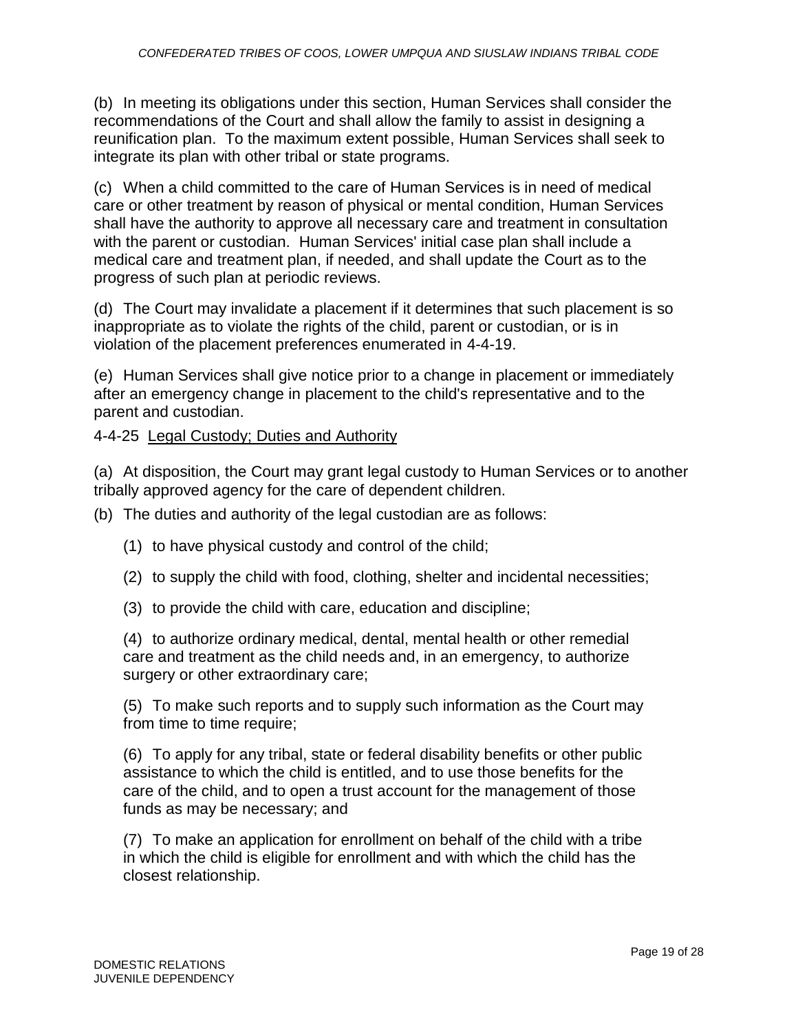(b) In meeting its obligations under this section, Human Services shall consider the recommendations of the Court and shall allow the family to assist in designing a reunification plan. To the maximum extent possible, Human Services shall seek to integrate its plan with other tribal or state programs.

(c) When a child committed to the care of Human Services is in need of medical care or other treatment by reason of physical or mental condition, Human Services shall have the authority to approve all necessary care and treatment in consultation with the parent or custodian. Human Services' initial case plan shall include a medical care and treatment plan, if needed, and shall update the Court as to the progress of such plan at periodic reviews.

(d) The Court may invalidate a placement if it determines that such placement is so inappropriate as to violate the rights of the child, parent or custodian, or is in violation of the placement preferences enumerated in 4-4-19.

(e) Human Services shall give notice prior to a change in placement or immediately after an emergency change in placement to the child's representative and to the parent and custodian.

4-4-25 Legal Custody; Duties and Authority

(a) At disposition, the Court may grant legal custody to Human Services or to another tribally approved agency for the care of dependent children.

(b) The duties and authority of the legal custodian are as follows:

(1) to have physical custody and control of the child;

(2) to supply the child with food, clothing, shelter and incidental necessities;

(3) to provide the child with care, education and discipline;

(4) to authorize ordinary medical, dental, mental health or other remedial care and treatment as the child needs and, in an emergency, to authorize surgery or other extraordinary care;

(5) To make such reports and to supply such information as the Court may from time to time require;

(6) To apply for any tribal, state or federal disability benefits or other public assistance to which the child is entitled, and to use those benefits for the care of the child, and to open a trust account for the management of those funds as may be necessary; and

(7) To make an application for enrollment on behalf of the child with a tribe in which the child is eligible for enrollment and with which the child has the closest relationship.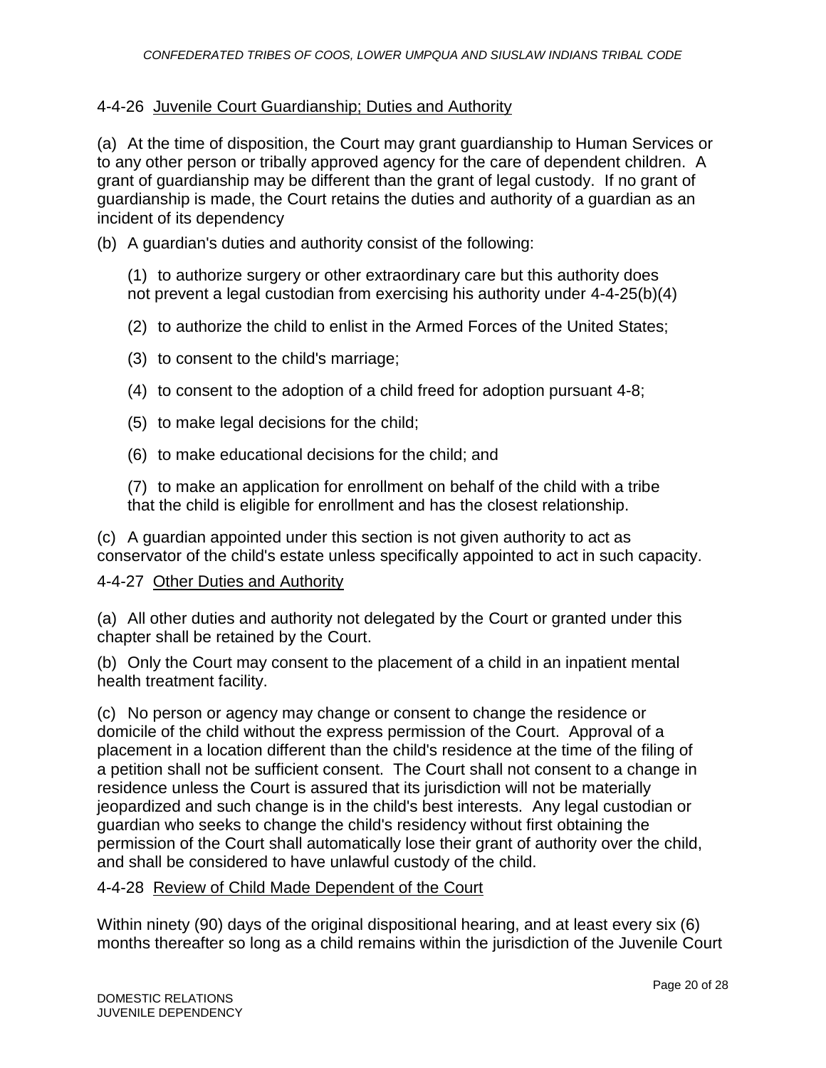### 4-4-26 Juvenile Court Guardianship; Duties and Authority

(a) At the time of disposition, the Court may grant guardianship to Human Services or to any other person or tribally approved agency for the care of dependent children. A grant of guardianship may be different than the grant of legal custody. If no grant of guardianship is made, the Court retains the duties and authority of a guardian as an incident of its dependency

(b) A guardian's duties and authority consist of the following:

(1) to authorize surgery or other extraordinary care but this authority does not prevent a legal custodian from exercising his authority under 4-4-25(b)(4)

(2) to authorize the child to enlist in the Armed Forces of the United States;

(3) to consent to the child's marriage;

(4) to consent to the adoption of a child freed for adoption pursuant 4-8;

(5) to make legal decisions for the child;

(6) to make educational decisions for the child; and

(7) to make an application for enrollment on behalf of the child with a tribe that the child is eligible for enrollment and has the closest relationship.

(c) A guardian appointed under this section is not given authority to act as conservator of the child's estate unless specifically appointed to act in such capacity.

### 4-4-27 Other Duties and Authority

(a) All other duties and authority not delegated by the Court or granted under this chapter shall be retained by the Court.

(b) Only the Court may consent to the placement of a child in an inpatient mental health treatment facility.

(c) No person or agency may change or consent to change the residence or domicile of the child without the express permission of the Court. Approval of a placement in a location different than the child's residence at the time of the filing of a petition shall not be sufficient consent. The Court shall not consent to a change in residence unless the Court is assured that its jurisdiction will not be materially jeopardized and such change is in the child's best interests. Any legal custodian or guardian who seeks to change the child's residency without first obtaining the permission of the Court shall automatically lose their grant of authority over the child, and shall be considered to have unlawful custody of the child.

### 4-4-28 Review of Child Made Dependent of the Court

Within ninety (90) days of the original dispositional hearing, and at least every six (6) months thereafter so long as a child remains within the jurisdiction of the Juvenile Court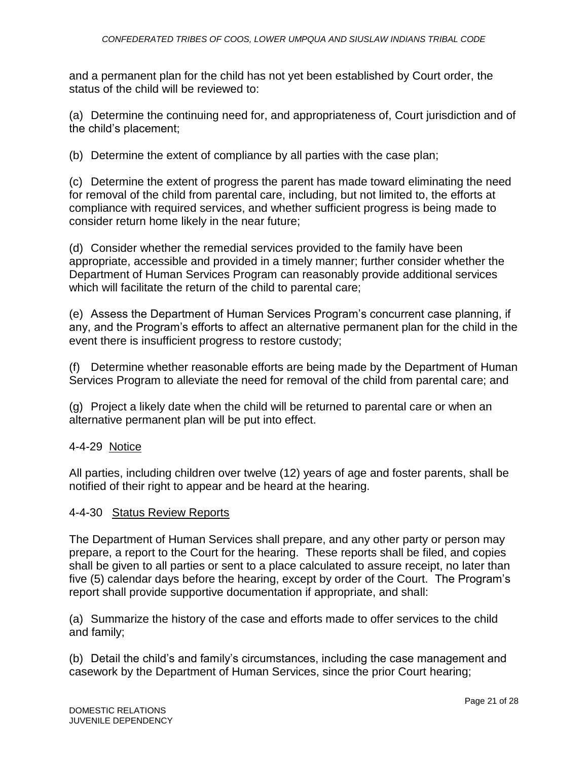and a permanent plan for the child has not yet been established by Court order, the status of the child will be reviewed to:

(a) Determine the continuing need for, and appropriateness of, Court jurisdiction and of the child's placement;

(b) Determine the extent of compliance by all parties with the case plan;

(c) Determine the extent of progress the parent has made toward eliminating the need for removal of the child from parental care, including, but not limited to, the efforts at compliance with required services, and whether sufficient progress is being made to consider return home likely in the near future;

(d) Consider whether the remedial services provided to the family have been appropriate, accessible and provided in a timely manner; further consider whether the Department of Human Services Program can reasonably provide additional services which will facilitate the return of the child to parental care;

(e) Assess the Department of Human Services Program's concurrent case planning, if any, and the Program's efforts to affect an alternative permanent plan for the child in the event there is insufficient progress to restore custody;

(f) Determine whether reasonable efforts are being made by the Department of Human Services Program to alleviate the need for removal of the child from parental care; and

(g) Project a likely date when the child will be returned to parental care or when an alternative permanent plan will be put into effect.

4-4-29 Notice

All parties, including children over twelve (12) years of age and foster parents, shall be notified of their right to appear and be heard at the hearing.

4-4-30 Status Review Reports

The Department of Human Services shall prepare, and any other party or person may prepare, a report to the Court for the hearing. These reports shall be filed, and copies shall be given to all parties or sent to a place calculated to assure receipt, no later than five (5) calendar days before the hearing, except by order of the Court. The Program's report shall provide supportive documentation if appropriate, and shall:

(a) Summarize the history of the case and efforts made to offer services to the child and family;

(b) Detail the child's and family's circumstances, including the case management and casework by the Department of Human Services, since the prior Court hearing;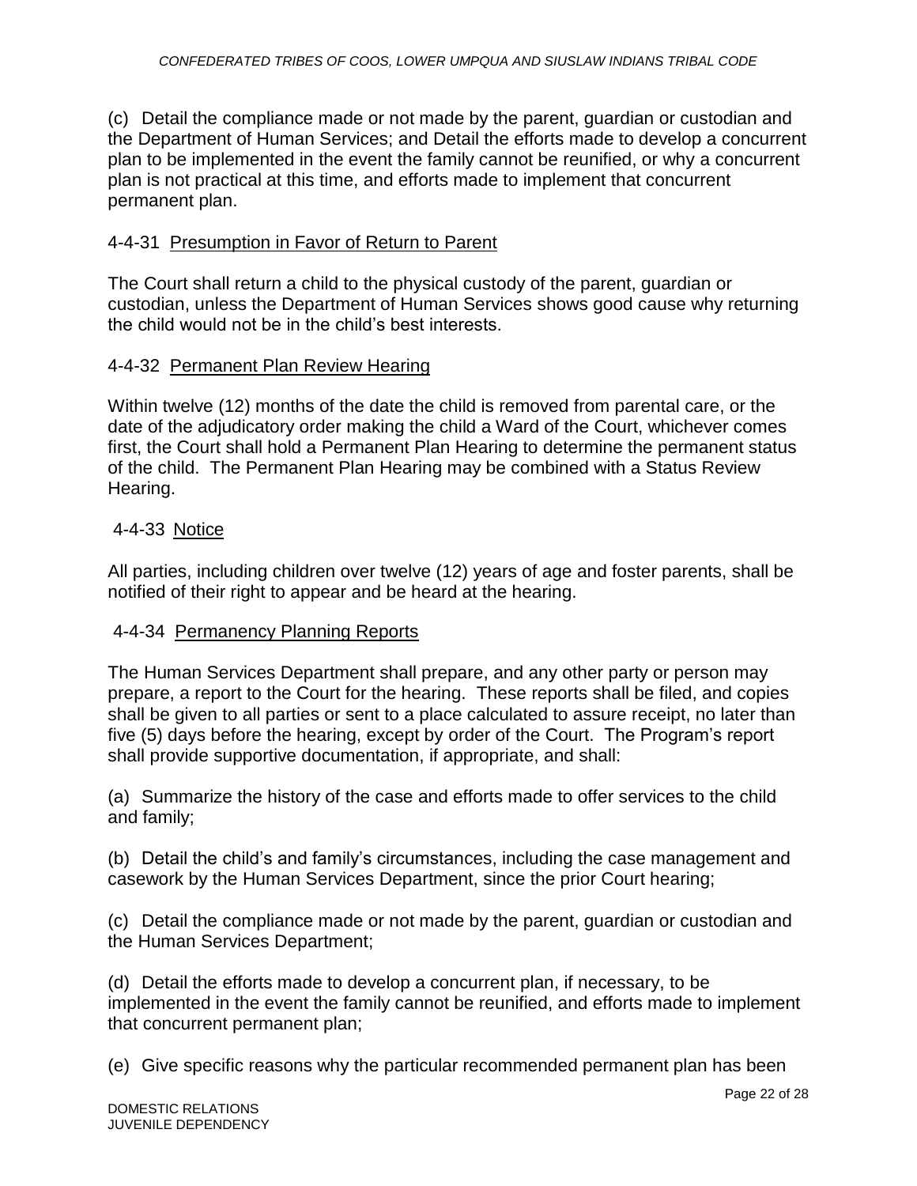(c) Detail the compliance made or not made by the parent, guardian or custodian and the Department of Human Services; and Detail the efforts made to develop a concurrent plan to be implemented in the event the family cannot be reunified, or why a concurrent plan is not practical at this time, and efforts made to implement that concurrent permanent plan.

### 4-4-31 Presumption in Favor of Return to Parent

The Court shall return a child to the physical custody of the parent, guardian or custodian, unless the Department of Human Services shows good cause why returning the child would not be in the child's best interests.

### 4-4-32 Permanent Plan Review Hearing

Within twelve (12) months of the date the child is removed from parental care, or the date of the adjudicatory order making the child a Ward of the Court, whichever comes first, the Court shall hold a Permanent Plan Hearing to determine the permanent status of the child. The Permanent Plan Hearing may be combined with a Status Review Hearing.

### 4-4-33 Notice

All parties, including children over twelve (12) years of age and foster parents, shall be notified of their right to appear and be heard at the hearing.

### 4-4-34 Permanency Planning Reports

The Human Services Department shall prepare, and any other party or person may prepare, a report to the Court for the hearing. These reports shall be filed, and copies shall be given to all parties or sent to a place calculated to assure receipt, no later than five (5) days before the hearing, except by order of the Court. The Program's report shall provide supportive documentation, if appropriate, and shall:

(a) Summarize the history of the case and efforts made to offer services to the child and family;

(b) Detail the child's and family's circumstances, including the case management and casework by the Human Services Department, since the prior Court hearing;

(c) Detail the compliance made or not made by the parent, guardian or custodian and the Human Services Department;

(d) Detail the efforts made to develop a concurrent plan, if necessary, to be implemented in the event the family cannot be reunified, and efforts made to implement that concurrent permanent plan;

(e) Give specific reasons why the particular recommended permanent plan has been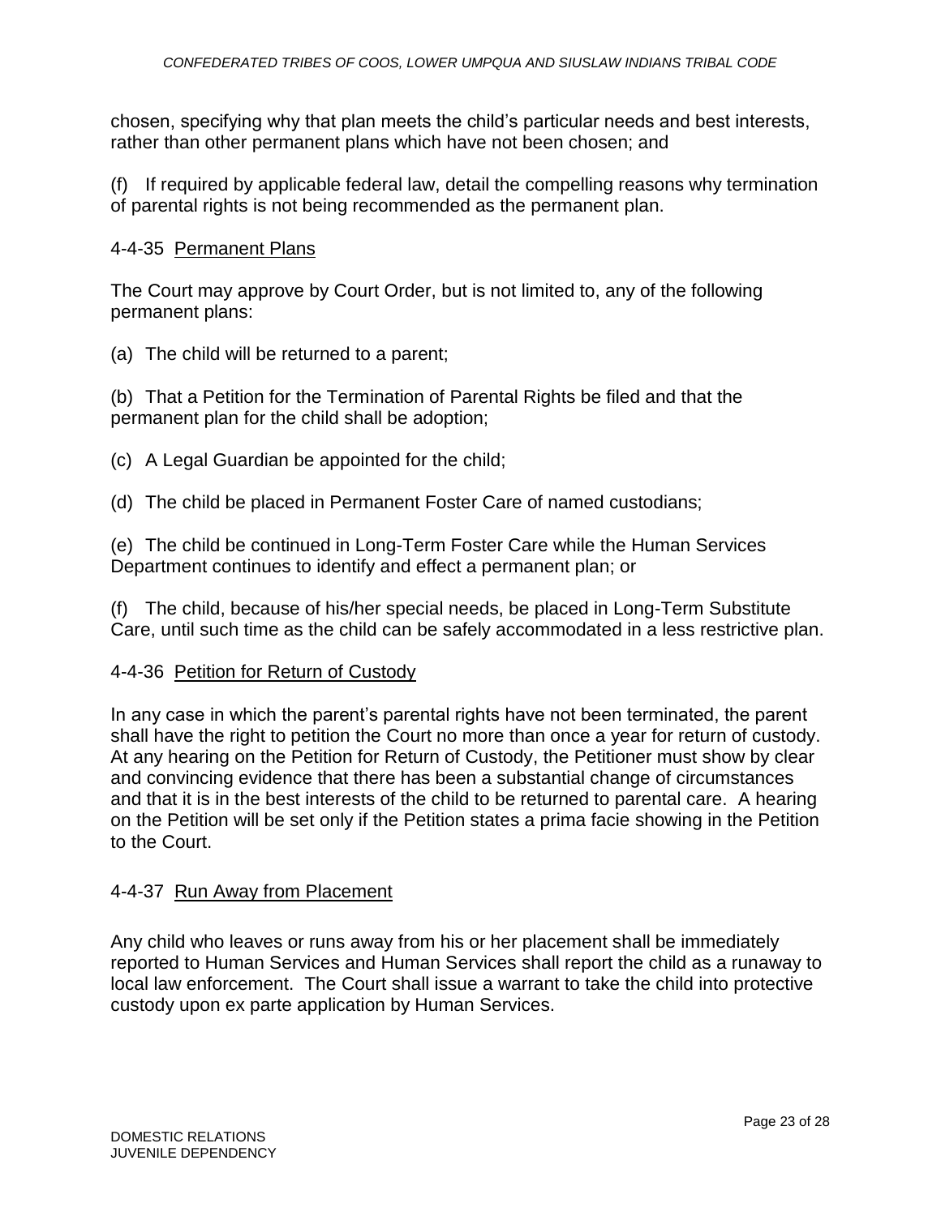chosen, specifying why that plan meets the child's particular needs and best interests, rather than other permanent plans which have not been chosen; and

(f) If required by applicable federal law, detail the compelling reasons why termination of parental rights is not being recommended as the permanent plan.

### 4-4-35 Permanent Plans

The Court may approve by Court Order, but is not limited to, any of the following permanent plans:

(a) The child will be returned to a parent;

(b) That a Petition for the Termination of Parental Rights be filed and that the permanent plan for the child shall be adoption;

(c) A Legal Guardian be appointed for the child;

(d) The child be placed in Permanent Foster Care of named custodians;

(e) The child be continued in Long-Term Foster Care while the Human Services Department continues to identify and effect a permanent plan; or

(f) The child, because of his/her special needs, be placed in Long-Term Substitute Care, until such time as the child can be safely accommodated in a less restrictive plan.

### 4-4-36 Petition for Return of Custody

In any case in which the parent's parental rights have not been terminated, the parent shall have the right to petition the Court no more than once a year for return of custody. At any hearing on the Petition for Return of Custody, the Petitioner must show by clear and convincing evidence that there has been a substantial change of circumstances and that it is in the best interests of the child to be returned to parental care. A hearing on the Petition will be set only if the Petition states a prima facie showing in the Petition to the Court.

### 4-4-37 Run Away from Placement

Any child who leaves or runs away from his or her placement shall be immediately reported to Human Services and Human Services shall report the child as a runaway to local law enforcement. The Court shall issue a warrant to take the child into protective custody upon ex parte application by Human Services.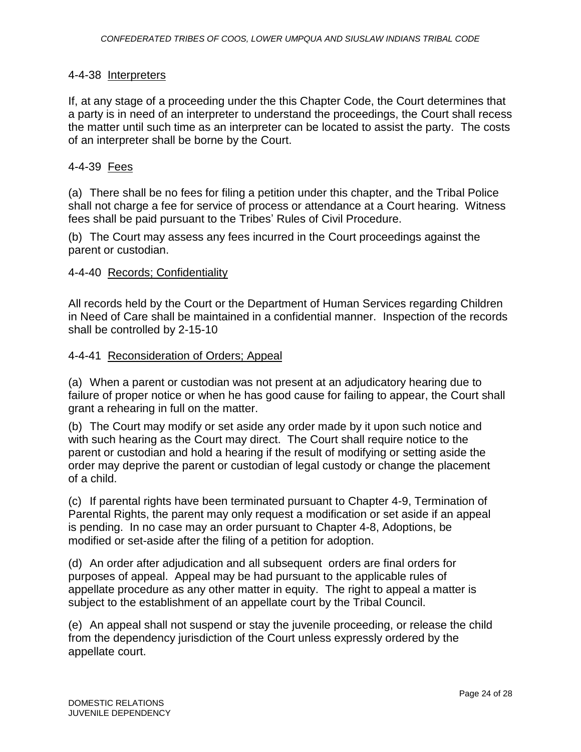### 4-4-38 Interpreters

If, at any stage of a proceeding under the this Chapter Code, the Court determines that a party is in need of an interpreter to understand the proceedings, the Court shall recess the matter until such time as an interpreter can be located to assist the party. The costs of an interpreter shall be borne by the Court.

### 4-4-39 Fees

(a) There shall be no fees for filing a petition under this chapter, and the Tribal Police shall not charge a fee for service of process or attendance at a Court hearing. Witness fees shall be paid pursuant to the Tribes' Rules of Civil Procedure.

(b) The Court may assess any fees incurred in the Court proceedings against the parent or custodian.

### 4-4-40 Records; Confidentiality

All records held by the Court or the Department of Human Services regarding Children in Need of Care shall be maintained in a confidential manner. Inspection of the records shall be controlled by 2-15-10

### 4-4-41 Reconsideration of Orders; Appeal

(a) When a parent or custodian was not present at an adjudicatory hearing due to failure of proper notice or when he has good cause for failing to appear, the Court shall grant a rehearing in full on the matter.

(b) The Court may modify or set aside any order made by it upon such notice and with such hearing as the Court may direct. The Court shall require notice to the parent or custodian and hold a hearing if the result of modifying or setting aside the order may deprive the parent or custodian of legal custody or change the placement of a child.

(c) If parental rights have been terminated pursuant to Chapter 4-9, Termination of Parental Rights, the parent may only request a modification or set aside if an appeal is pending. In no case may an order pursuant to Chapter 4-8, Adoptions, be modified or set-aside after the filing of a petition for adoption.

(d) An order after adjudication and all subsequent orders are final orders for purposes of appeal. Appeal may be had pursuant to the applicable rules of appellate procedure as any other matter in equity. The right to appeal a matter is subject to the establishment of an appellate court by the Tribal Council.

(e) An appeal shall not suspend or stay the juvenile proceeding, or release the child from the dependency jurisdiction of the Court unless expressly ordered by the appellate court.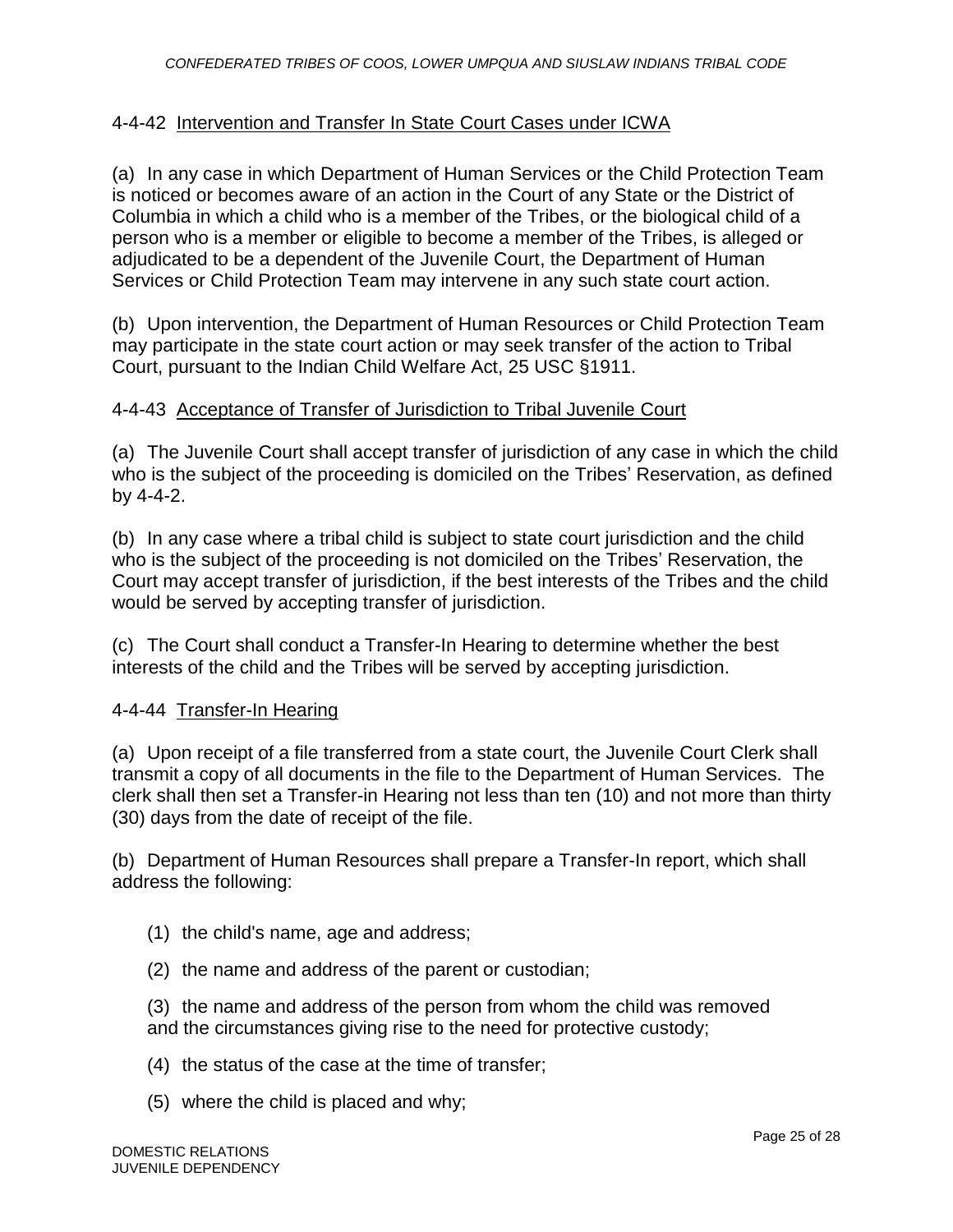4-4-42 Intervention and Transfer In State Court Cases under ICWA

(a) In any case in which Department of Human Services or the Child Protection Team is noticed or becomes aware of an action in the Court of any State or the District of Columbia in which a child who is a member of the Tribes, or the biological child of a person who is a member or eligible to become a member of the Tribes, is alleged or adjudicated to be a dependent of the Juvenile Court, the Department of Human Services or Child Protection Team may intervene in any such state court action.

(b) Upon intervention, the Department of Human Resources or Child Protection Team may participate in the state court action or may seek transfer of the action to Tribal Court, pursuant to the Indian Child Welfare Act, 25 USC §1911.

4-4-43 Acceptance of Transfer of Jurisdiction to Tribal Juvenile Court

(a) The Juvenile Court shall accept transfer of jurisdiction of any case in which the child who is the subject of the proceeding is domiciled on the Tribes' Reservation, as defined by 4-4-2.

(b) In any case where a tribal child is subject to state court jurisdiction and the child who is the subject of the proceeding is not domiciled on the Tribes' Reservation, the Court may accept transfer of jurisdiction, if the best interests of the Tribes and the child would be served by accepting transfer of jurisdiction.

(c) The Court shall conduct a Transfer-In Hearing to determine whether the best interests of the child and the Tribes will be served by accepting jurisdiction.

4-4-44 Transfer-In Hearing

(a) Upon receipt of a file transferred from a state court, the Juvenile Court Clerk shall transmit a copy of all documents in the file to the Department of Human Services. The clerk shall then set a Transfer-in Hearing not less than ten (10) and not more than thirty (30) days from the date of receipt of the file.

(b) Department of Human Resources shall prepare a Transfer-In report, which shall address the following:

(1) the child's name, age and address;

(2) the name and address of the parent or custodian;

(3) the name and address of the person from whom the child was removed and the circumstances giving rise to the need for protective custody;

(4) the status of the case at the time of transfer;

(5) where the child is placed and why;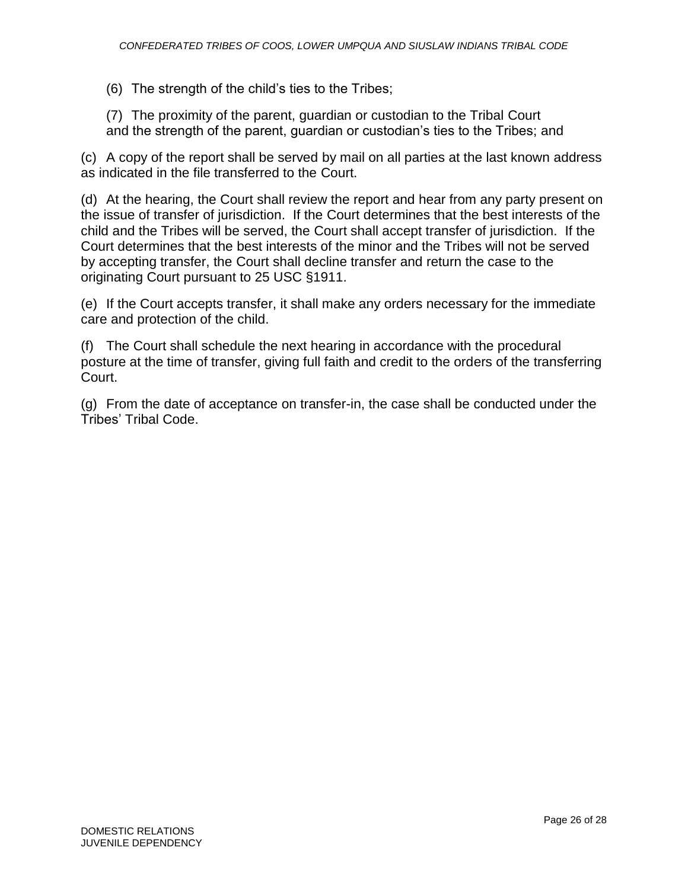(6) The strength of the child's ties to the Tribes;

(7) The proximity of the parent, guardian or custodian to the Tribal Court and the strength of the parent, guardian or custodian's ties to the Tribes; and

(c) A copy of the report shall be served by mail on all parties at the last known address as indicated in the file transferred to the Court.

(d) At the hearing, the Court shall review the report and hear from any party present on the issue of transfer of jurisdiction. If the Court determines that the best interests of the child and the Tribes will be served, the Court shall accept transfer of jurisdiction. If the Court determines that the best interests of the minor and the Tribes will not be served by accepting transfer, the Court shall decline transfer and return the case to the originating Court pursuant to 25 USC §1911.

(e) If the Court accepts transfer, it shall make any orders necessary for the immediate care and protection of the child.

(f) The Court shall schedule the next hearing in accordance with the procedural posture at the time of transfer, giving full faith and credit to the orders of the transferring Court.

(g) From the date of acceptance on transfer-in, the case shall be conducted under the Tribes' Tribal Code.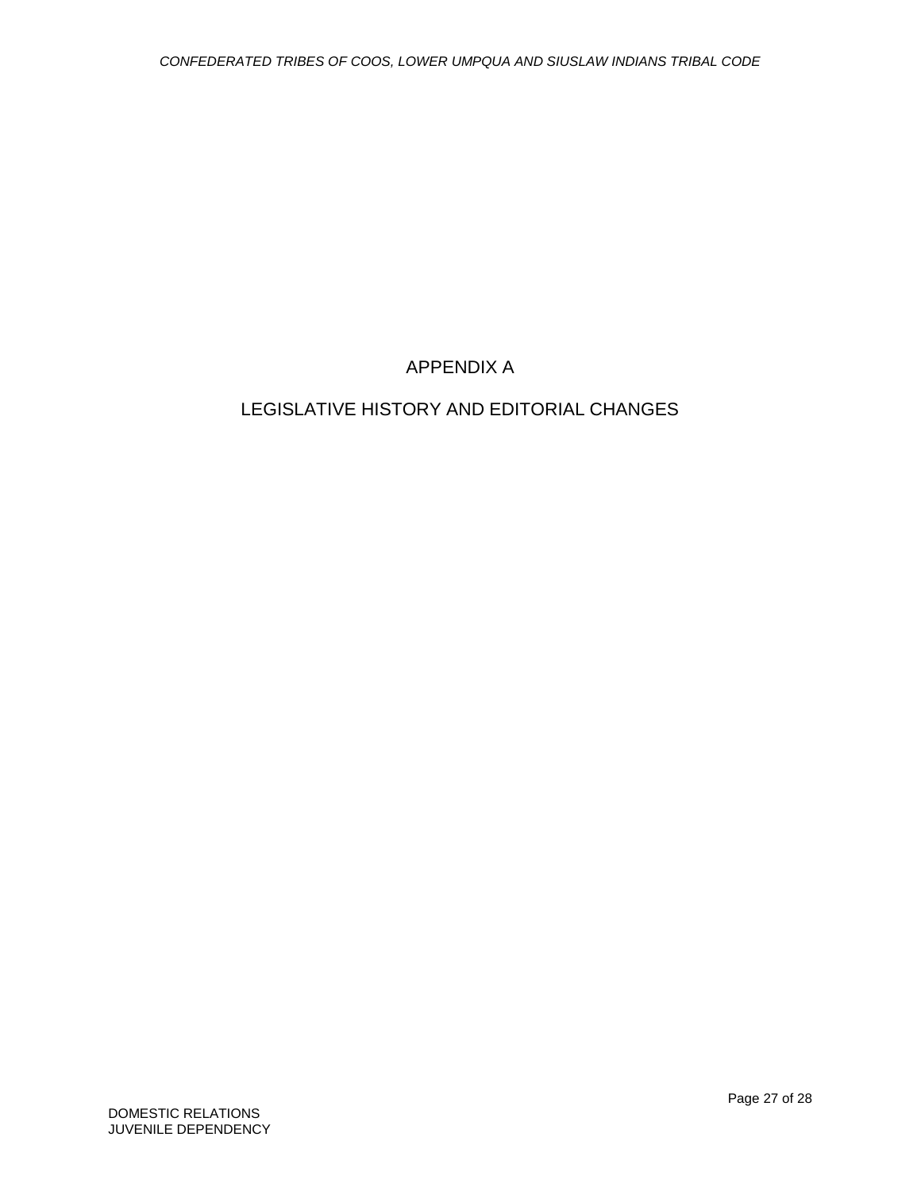# APPENDIX A

# LEGISLATIVE HISTORY AND EDITORIAL CHANGES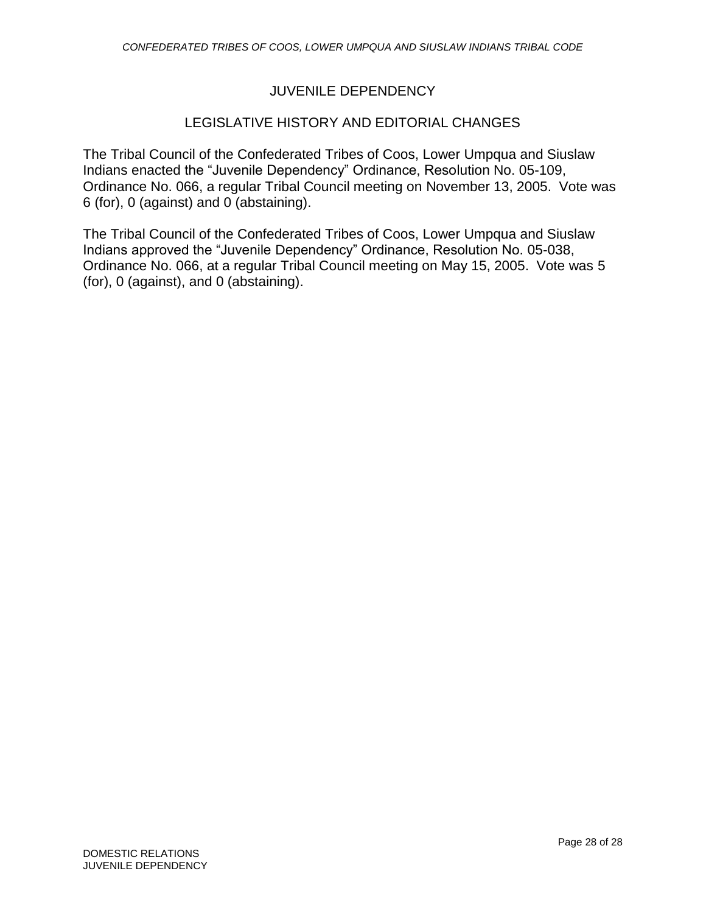# JUVENILE DEPENDENCY

## LEGISLATIVE HISTORY AND EDITORIAL CHANGES

The Tribal Council of the Confederated Tribes of Coos, Lower Umpqua and Siuslaw Indians enacted the "Juvenile Dependency" Ordinance, Resolution No. 05-109, Ordinance No. 066, a regular Tribal Council meeting on November 13, 2005. Vote was 6 (for), 0 (against) and 0 (abstaining).

The Tribal Council of the Confederated Tribes of Coos, Lower Umpqua and Siuslaw Indians approved the "Juvenile Dependency" Ordinance, Resolution No. 05-038, Ordinance No. 066, at a regular Tribal Council meeting on May 15, 2005. Vote was 5 (for), 0 (against), and 0 (abstaining).